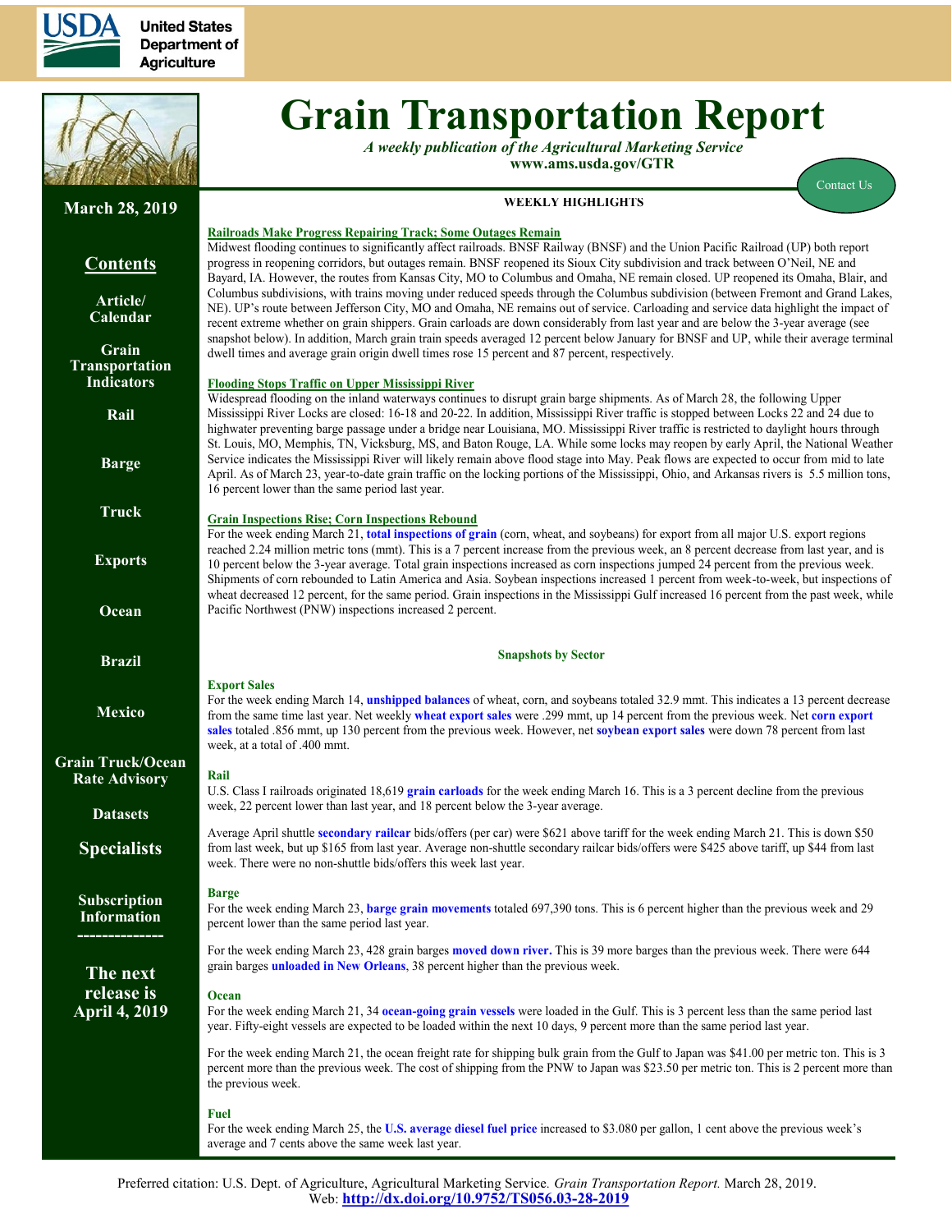United States Department of Agriculture

# Grain Transportation Report

*A weekly publication of the Agricultural Marketing Service*
**www.ams.usda.gov/GTR**

Contact Us

**March 28, 2019**

**Contents**

- Article/Calendar
- Grain Transportation Indicators
- Rail
- Barge
- Truck
- Exports
- Ocean
- Brazil
- Mexico
- Grain Truck/Ocean Rate Advisory
- Datasets
- Specialists
- Subscription Information

**The next release is April 4, 2019**

## WEEKLY HIGHLIGHTS

### Railroads Make Progress Repairing Track; Some Outages Remain

Midwest flooding continues to significantly affect railroads. BNSF Railway (BNSF) and the Union Pacific Railroad (UP) both report progress in reopening corridors, but outages remain. BNSF reopened its Sioux City subdivision and track between O'Neil, NE and Bayard, IA. However, the routes from Kansas City, MO to Columbus and Omaha, NE remain closed. UP reopened its Omaha, Blair, and Columbus subdivisions, with trains moving under reduced speeds through the Columbus subdivision (between Fremont and Grand Lakes, NE). UP's route between Jefferson City, MO and Omaha, NE remains out of service. Carloading and service data highlight the impact of recent extreme whether on grain shippers. Grain carloads are down considerably from last year and are below the 3-year average (see snapshot below). In addition, March grain train speeds averaged 12 percent below January for BNSF and UP, while their average terminal dwell times and average grain origin dwell times rose 15 percent and 87 percent, respectively.

### Flooding Stops Traffic on Upper Mississippi River

Widespread flooding on the inland waterways continues to disrupt grain barge shipments. As of March 28, the following Upper Mississippi River Locks are closed: 16-18 and 20-22. In addition, Mississippi River traffic is stopped between Locks 22 and 24 due to highwater preventing barge passage under a bridge near Louisiana, MO. Mississippi River traffic is restricted to daylight hours through St. Louis, MO, Memphis, TN, Vicksburg, MS, and Baton Rouge, LA. While some locks may reopen by early April, the National Weather Service indicates the Mississippi River will likely remain above flood stage into May. Peak flows are expected to occur from mid to late April. As of March 23, year-to-date grain traffic on the locking portions of the Mississippi, Ohio, and Arkansas rivers is 5.5 million tons, 16 percent lower than the same period last year.

### Grain Inspections Rise; Corn Inspections Rebound

For the week ending March 21, **total inspections of grain** (corn, wheat, and soybeans) for export from all major U.S. export regions reached 2.24 million metric tons (mmt). This is a 7 percent increase from the previous week, an 8 percent decrease from last year, and is 10 percent below the 3-year average. Total grain inspections increased as corn inspections jumped 24 percent from the previous week. Shipments of corn rebounded to Latin America and Asia. Soybean inspections increased 1 percent from week-to-week, but inspections of wheat decreased 12 percent, for the same period. Grain inspections in the Mississippi Gulf increased 16 percent from the past week, while Pacific Northwest (PNW) inspections increased 2 percent.

## Snapshots by Sector

### Export Sales

For the week ending March 14, **unshipped balances** of wheat, corn, and soybeans totaled 32.9 mmt. This indicates a 13 percent decrease from the same time last year. Net weekly **wheat export sales** were .299 mmt, up 14 percent from the previous week. Net **corn export sales** totaled .856 mmt, up 130 percent from the previous week. However, net **soybean export sales** were down 78 percent from last week, at a total of .400 mmt.

### Rail

U.S. Class I railroads originated 18,619 **grain carloads** for the week ending March 16. This is a 3 percent decline from the previous week, 22 percent lower than last year, and 18 percent below the 3-year average.

Average April shuttle **secondary railcar** bids/offers (per car) were $621 above tariff for the week ending March 21. This is down $50 from last week, but up $165 from last year. Average non-shuttle secondary railcar bids/offers were $425 above tariff, up $44 from last week. There were no non-shuttle bids/offers this week last year.

### Barge

For the week ending March 23, **barge grain movements** totaled 697,390 tons. This is 6 percent higher than the previous week and 29 percent lower than the same period last year.

For the week ending March 23, 428 grain barges **moved down river.** This is 39 more barges than the previous week. There were 644 grain barges **unloaded in New Orleans**, 38 percent higher than the previous week.

### Ocean

For the week ending March 21, 34 **ocean-going grain vessels** were loaded in the Gulf. This is 3 percent less than the same period last year. Fifty-eight vessels are expected to be loaded within the next 10 days, 9 percent more than the same period last year.

For the week ending March 21, the ocean freight rate for shipping bulk grain from the Gulf to Japan was $41.00 per metric ton. This is 3 percent more than the previous week. The cost of shipping from the PNW to Japan was $23.50 per metric ton. This is 2 percent more than the previous week.

### Fuel

For the week ending March 25, the **U.S. average diesel fuel price** increased to $3.080 per gallon, 1 cent above the previous week's average and 7 cents above the same week last year.

Preferred citation: U.S. Dept. of Agriculture, Agricultural Marketing Service. *Grain Transportation Report.* March 28, 2019.
Web: **http://dx.doi.org/10.9752/TS056.03-28-2019**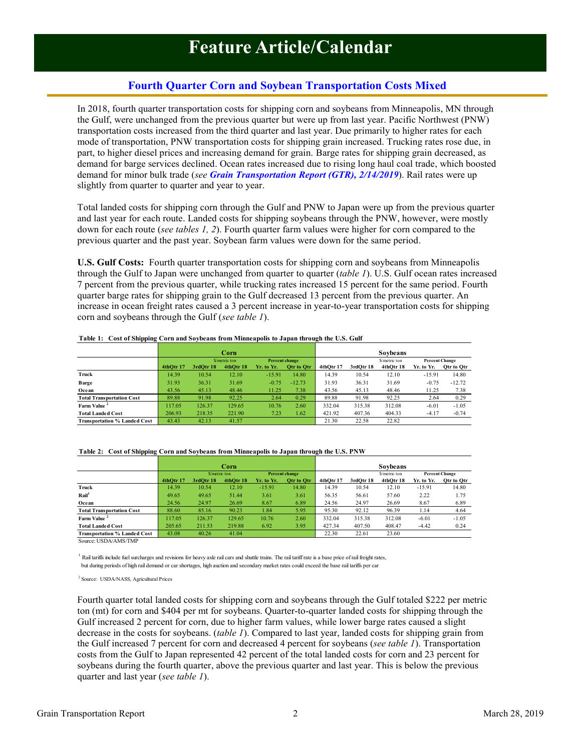# Feature Article/Calendar

## Fourth Quarter Corn and Soybean Transportation Costs Mixed

In 2018, fourth quarter transportation costs for shipping corn and soybeans from Minneapolis, MN through the Gulf, were unchanged from the previous quarter but were up from last year. Pacific Northwest (PNW) transportation costs increased from the third quarter and last year. Due primarily to higher rates for each mode of transportation, PNW transportation costs for shipping grain increased. Trucking rates rose due, in part, to higher diesel prices and increasing demand for grain. Barge rates for shipping grain decreased, as demand for barge services declined. Ocean rates increased due to rising long haul coal trade, which boosted demand for minor bulk trade (*see* ***Grain Transportation Report (GTR), 2/14/2019***). Rail rates were up slightly from quarter to quarter and year to year.

Total landed costs for shipping corn through the Gulf and PNW to Japan were up from the previous quarter and last year for each route. Landed costs for shipping soybeans through the PNW, however, were mostly down for each route (*see tables 1, 2*). Fourth quarter farm values were higher for corn compared to the previous quarter and the past year. Soybean farm values were down for the same period.

**U.S. Gulf Costs:** Fourth quarter transportation costs for shipping corn and soybeans from Minneapolis through the Gulf to Japan were unchanged from quarter to quarter (*table 1*). U.S. Gulf ocean rates increased 7 percent from the previous quarter, while trucking rates increased 15 percent for the same period. Fourth quarter barge rates for shipping grain to the Gulf decreased 13 percent from the previous quarter. An increase in ocean freight rates caused a 3 percent increase in year-to-year transportation costs for shipping corn and soybeans through the Gulf (*see table 1*).

**Table 1: Cost of Shipping Corn and Soybeans from Minneapolis to Japan through the U.S. Gulf**

| | Corn | | | | | Soybeans | | | | |
|---|---|---|---|---|---|---|---|---|---|---|
| | $/metric ton | | | Percent change | | $/metric ton | | | Percent Change | |
| | 4thQtr 17 | 3rdQtr 18 | 4thQtr 18 | Yr. to Yr. | Qtr to Qtr | 4thQtr 17 | 3rdQtr 18 | 4thQtr 18 | Yr. to Yr. | Qtr to Qtr |
| Truck | 14.39 | 10.54 | 12.10 | -15.91 | 14.80 | 14.39 | 10.54 | 12.10 | -15.91 | 14.80 |
| Barge | 31.93 | 36.31 | 31.69 | -0.75 | -12.73 | 31.93 | 36.31 | 31.69 | -0.75 | -12.72 |
| Ocean | 43.56 | 45.13 | 48.46 | 11.25 | 7.38 | 43.56 | 45.13 | 48.46 | 11.25 | 7.38 |
| **Total Transportation Cost** | 89.88 | 91.98 | 92.25 | 2.64 | 0.29 | 89.88 | 91.98 | 92.25 | 2.64 | 0.29 |
| **Farm Value [2]** | 117.05 | 126.37 | 129.65 | 10.76 | 2.60 | 332.04 | 315.38 | 312.08 | -6.01 | -1.05 |
| **Total Landed Cost** | 206.93 | 218.35 | 221.90 | 7.23 | 1.62 | 421.92 | 407.36 | 404.33 | -4.17 | -0.74 |
| **Transportation % Landed Cost** | 43.43 | 42.13 | 41.57 | | | 21.30 | 22.58 | 22.82 | | |

**Table 2: Cost of Shipping Corn and Soybeans from Minneapolis to Japan through the U.S. PNW**

| | Corn | | | | | Soybeans | | | | |
|---|---|---|---|---|---|---|---|---|---|---|
| | $/metric ton | | | Percent change | | $/metric ton | | | Percent Change | |
| | 4thQtr 17 | 3rdQtr 18 | 4thQtr 18 | Yr. to Yr. | Qtr to Qtr | 4thQtr 17 | 3rdQtr 18 | 4thQtr 18 | Yr. to Yr. | Qtr to Qtr |
| Truck | 14.39 | 10.54 | 12.10 | -15.91 | 14.80 | 14.39 | 10.54 | 12.10 | -15.91 | 14.80 |
| Rail [1] | 49.65 | 49.65 | 51.44 | 3.61 | 3.61 | 56.35 | 56.61 | 57.60 | 2.22 | 1.75 |
| Ocean | 24.56 | 24.97 | 26.69 | 8.67 | 6.89 | 24.56 | 24.97 | 26.69 | 8.67 | 6.89 |
| **Total Transportation Cost** | 88.60 | 85.16 | 90.23 | 1.84 | 5.95 | 95.30 | 92.12 | 96.39 | 1.14 | 4.64 |
| **Farm Value [2]** | 117.05 | 126.37 | 129.65 | 10.76 | 2.60 | 332.04 | 315.38 | 312.08 | -6.01 | -1.05 |
| **Total Landed Cost** | 205.65 | 211.53 | 219.88 | 6.92 | 3.95 | 427.34 | 407.50 | 408.47 | -4.42 | 0.24 |
| **Transportation % Landed Cost** | 43.08 | 40.26 | 41.04 | | | 22.30 | 22.61 | 23.60 | | |

Source: USDA/AMS/TMP

[1] Rail tariffs include fuel surcharges and revisions for heavy axle rail cars and shuttle trains. The rail tariff rate is a base price of rail freight rates, but during periods of high rail demand or car shortages, high auction and secondary market rates could exceed the base rail tariffs per car

[2] Source: USDA/NASS, Agricultural Prices

Fourth quarter total landed costs for shipping corn and soybeans through the Gulf totaled $222 per metric ton (mt) for corn and $404 per mt for soybeans. Quarter-to-quarter landed costs for shipping through the Gulf increased 2 percent for corn, due to higher farm values, while lower barge rates caused a slight decrease in the costs for soybeans. (*table 1*). Compared to last year, landed costs for shipping grain from the Gulf increased 7 percent for corn and decreased 4 percent for soybeans (*see table 1*). Transportation costs from the Gulf to Japan represented 42 percent of the total landed costs for corn and 23 percent for soybeans during the fourth quarter, above the previous quarter and last year. This is below the previous quarter and last year (*see table 1*).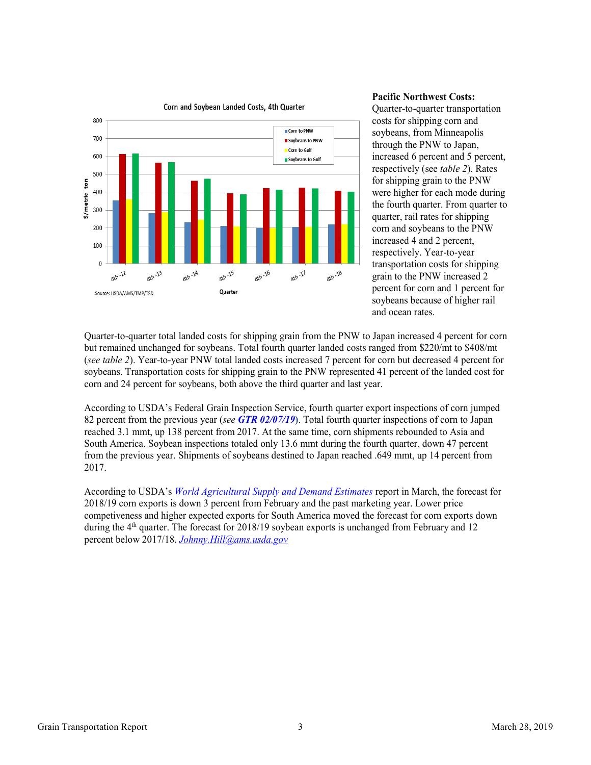**Pacific Northwest Costs:** Quarter-to-quarter transportation costs for shipping corn and soybeans, from Minneapolis through the PNW to Japan, increased 6 percent and 5 percent, respectively (see *table 2*). Rates for shipping grain to the PNW were higher for each mode during the fourth quarter. From quarter to quarter, rail rates for shipping corn and soybeans to the PNW increased 4 and 2 percent, respectively. Year-to-year transportation costs for shipping grain to the PNW increased 2 percent for corn and 1 percent for soybeans because of higher rail and ocean rates.

Quarter-to-quarter total landed costs for shipping grain from the PNW to Japan increased 4 percent for corn but remained unchanged for soybeans. Total fourth quarter landed costs ranged from $220/mt to $408/mt (*see table 2*). Year-to-year PNW total landed costs increased 7 percent for corn but decreased 4 percent for soybeans. Transportation costs for shipping grain to the PNW represented 41 percent of the landed cost for corn and 24 percent for soybeans, both above the third quarter and last year.

According to USDA's Federal Grain Inspection Service, fourth quarter export inspections of corn jumped 82 percent from the previous year (*see **GTR 02/07/19***). Total fourth quarter inspections of corn to Japan reached 3.1 mmt, up 138 percent from 2017. At the same time, corn shipments rebounded to Asia and South America. Soybean inspections totaled only 13.6 mmt during the fourth quarter, down 47 percent from the previous year. Shipments of soybeans destined to Japan reached .649 mmt, up 14 percent from 2017.

According to USDA's *World Agricultural Supply and Demand Estimates* report in March, the forecast for 2018/19 corn exports is down 3 percent from February and the past marketing year. Lower price competiveness and higher expected exports for South America moved the forecast for corn exports down during the 4th quarter. The forecast for 2018/19 soybean exports is unchanged from February and 12 percent below 2017/18. Johnny.Hill@ams.usda.gov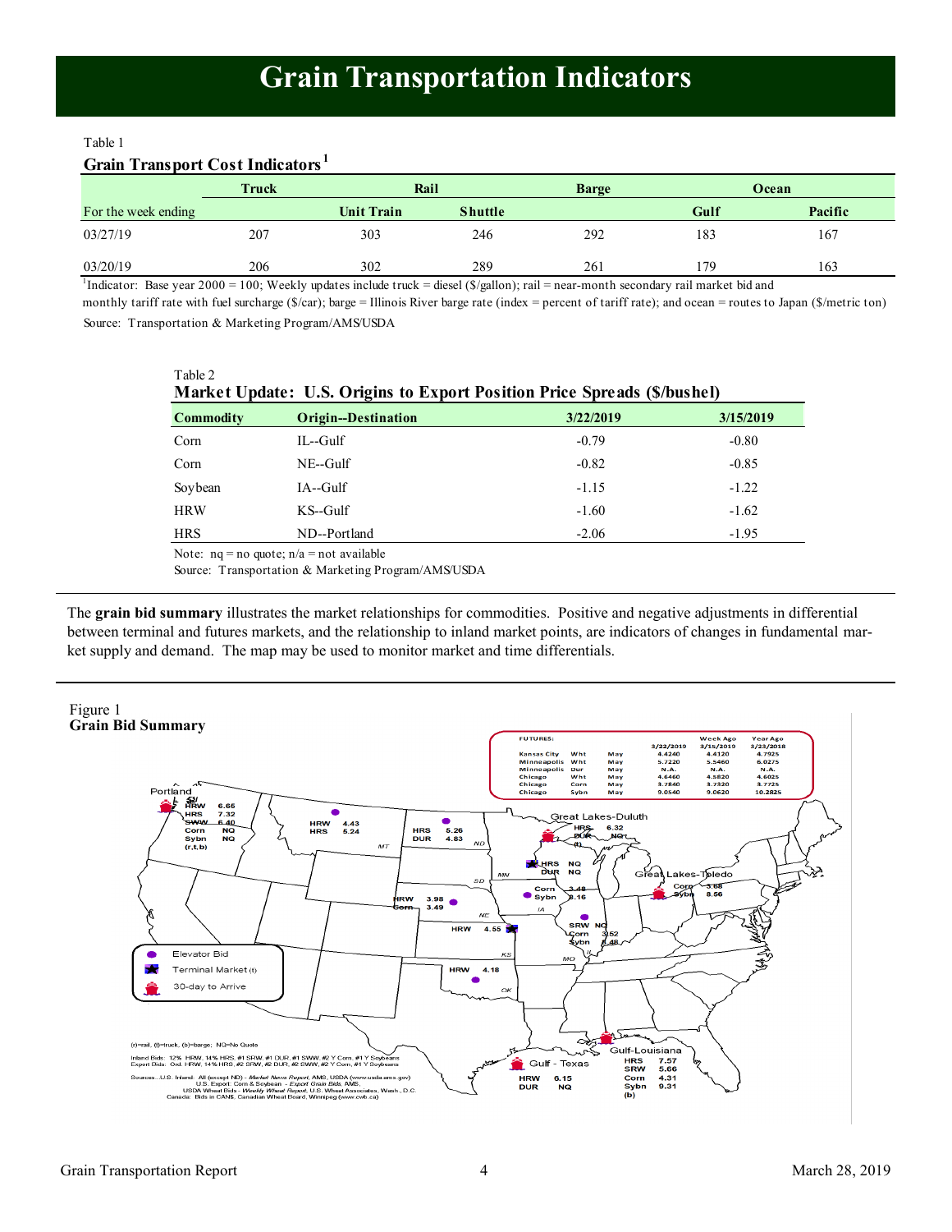# Grain Transportation Indicators

Table 1

**Grain Transport Cost Indicators**[1]

| For the week ending | Truck | Rail - Unit Train | Rail - Shuttle | Barge | Ocean - Gulf | Ocean - Pacific |
|---|---|---|---|---|---|---|
| 03/27/19 | 207 | 303 | 246 | 292 | 183 | 167 |
| 03/20/19 | 206 | 302 | 289 | 261 | 179 | 163 |

[1]Indicator: Base year 2000 = 100; Weekly updates include truck = diesel ($/gallon); rail = near-month secondary rail market bid and monthly tariff rate with fuel surcharge ($/car); barge = Illinois River barge rate (index = percent of tariff rate); and ocean = routes to Japan ($/metric ton)

Source: Transportation & Marketing Program/AMS/USDA

Table 2

**Market Update: U.S. Origins to Export Position Price Spreads ($/bushel)**

| Commodity | Origin--Destination | 3/22/2019 | 3/15/2019 |
|---|---|---|---|
| Corn | IL--Gulf | -0.79 | -0.80 |
| Corn | NE--Gulf | -0.82 | -0.85 |
| Soybean | IA--Gulf | -1.15 | -1.22 |
| HRW | KS--Gulf | -1.60 | -1.62 |
| HRS | ND--Portland | -2.06 | -1.95 |

Note: nq = no quote; n/a = not available

Source: Transportation & Marketing Program/AMS/USDA

The **grain bid summary** illustrates the market relationships for commodities. Positive and negative adjustments in differential between terminal and futures markets, and the relationship to inland market points, are indicators of changes in fundamental market supply and demand. The map may be used to monitor market and time differentials.

Figure 1

**Grain Bid Summary**

FUTURES:

| | | | 3/22/2019 | Week Ago 3/15/2019 | Year Ago 3/23/2018 |
|---|---|---|---|---|---|
| Kansas City | Wht | May | 4.4240 | 4.4120 | 4.7925 |
| Minneapolis | Wht | May | 5.7220 | 5.5460 | 6.0275 |
| Minneapolis | Dur | May | N.A. | N.A. | N.A. |
| Chicago | Wht | May | 4.6460 | 4.5820 | 4.6025 |
| Chicago | Corn | May | 3.7840 | 3.7320 | 3.7725 |
| Chicago | Sybn | May | 9.0540 | 9.0620 | 10.2825 |

Portland: HRW 6.66; HRS 7.32; SWW 6.40; Corn NQ; Sybn NQ (r,t,b)

MT: HRW 4.43; HRS 5.24

ND: HRS 5.26; DUR 4.83

Great Lakes-Duluth: HRS 6.32; DUR NQ (t)

MN: HRS NQ; DUR NQ

Great Lakes-Toledo: Corn 3.68; Sybn 8.56

IA: Corn 3.48; Sybn 8.16

NE: HRW 3.98; Corn 3.49

KS: HRW 4.55

IL: SRW NQ; Corn 3.52; Sybn 8.48

OK: HRW 4.18

Gulf - Texas: HRW 6.15; DUR NQ

Gulf-Louisiana: HRS 7.57; SRW 5.66; Corn 4.31; Sybn 9.31 (b)

Elevator Bid

Terminal Market (t)

30-day to Arrive

(r)=rail, (t)=truck, (b)=barge; NQ=No Quote

Inland Bids: 12% HRW, 14% HRS, #1 SRW, #1 DUR, #1 SWW, #2 Y Corn, #1 Y Soybeans
Export Bids: Ord. HRW, 14% HRS, #2 SRW, #2 DUR, #2 SWW, #2 Y Corn, #1 Y Soybeans

Sources...U.S. Inland: All (except ND) - *Market News Report*, AMS, USDA (www.usda.ams.gov)
U.S. Export: Corn & Soybean - *Export Grain Bids*, AMS,
USDA Wheat Bids - *Weekly Wheat Report*, U.S. Wheat Associates, Wash., D.C.
Canada: Bids in CAN$, Canadian Wheat Board, Winnipeg (www.cwb.ca)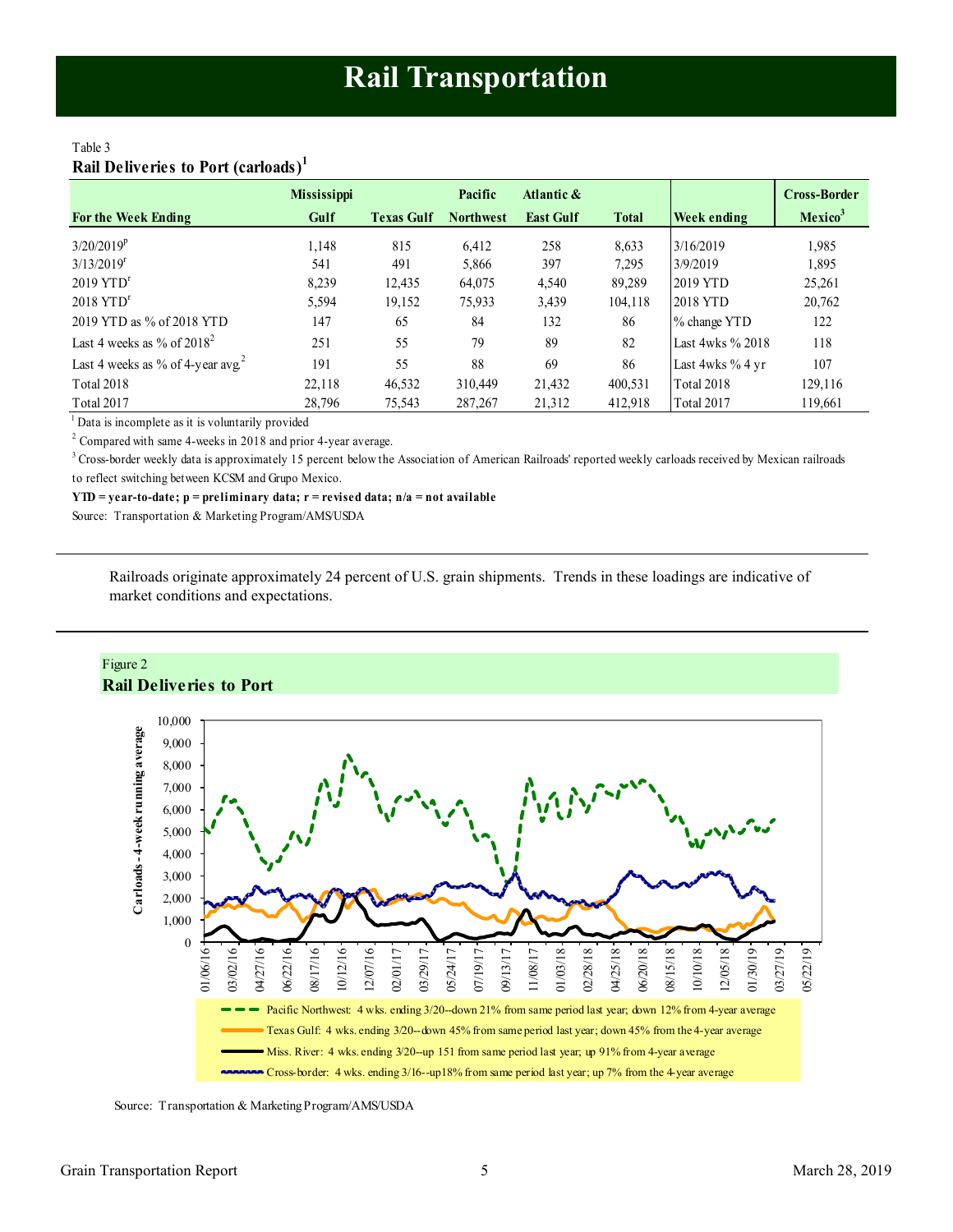# Rail Transportation

Table 3
**Rail Deliveries to Port (carloads)[1]**

| For the Week Ending | Mississippi Gulf | Texas Gulf | Pacific Northwest | Atlantic & East Gulf | Total | Week ending | Cross-Border Mexico[3] |
|---|---|---|---|---|---|---|---|
| 3/20/2019[p] | 1,148 | 815 | 6,412 | 258 | 8,633 | 3/16/2019 | 1,985 |
| 3/13/2019[r] | 541 | 491 | 5,866 | 397 | 7,295 | 3/9/2019 | 1,895 |
| 2019 YTD[r] | 8,239 | 12,435 | 64,075 | 4,540 | 89,289 | 2019 YTD | 25,261 |
| 2018 YTD[r] | 5,594 | 19,152 | 75,933 | 3,439 | 104,118 | 2018 YTD | 20,762 |
| 2019 YTD as % of 2018 YTD | 147 | 65 | 84 | 132 | 86 | % change YTD | 122 |
| Last 4 weeks as % of 2018[2] | 251 | 55 | 79 | 89 | 82 | Last 4wks % 2018 | 118 |
| Last 4 weeks as % of 4-year avg.[2] | 191 | 55 | 88 | 69 | 86 | Last 4wks % 4 yr | 107 |
| Total 2018 | 22,118 | 46,532 | 310,449 | 21,432 | 400,531 | Total 2018 | 129,116 |
| Total 2017 | 28,796 | 75,543 | 287,267 | 21,312 | 412,918 | Total 2017 | 119,661 |

[1] Data is incomplete as it is voluntarily provided

[2] Compared with same 4-weeks in 2018 and prior 4-year average.

[3] Cross-border weekly data is approximately 15 percent below the Association of American Railroads' reported weekly carloads received by Mexican railroads to reflect switching between KCSM and Grupo Mexico.

**YTD = year-to-date; p = preliminary data; r = revised data; n/a = not available**

Source: Transportation & Marketing Program/AMS/USDA

Railroads originate approximately 24 percent of U.S. grain shipments. Trends in these loadings are indicative of market conditions and expectations.

Figure 2
**Rail Deliveries to Port**

- Pacific Northwest: 4 wks. ending 3/20--down 21% from same period last year; down 12% from 4-year average
- Texas Gulf: 4 wks. ending 3/20--down 45% from same period last year; down 45% from the 4-year average
- Miss. River: 4 wks. ending 3/20--up 151 from same period last year; up 91% from 4-year average
- Cross-border: 4 wks. ending 3/16--up18% from same period last year; up 7% from the 4-year average

Source: Transportation & Marketing Program/AMS/USDA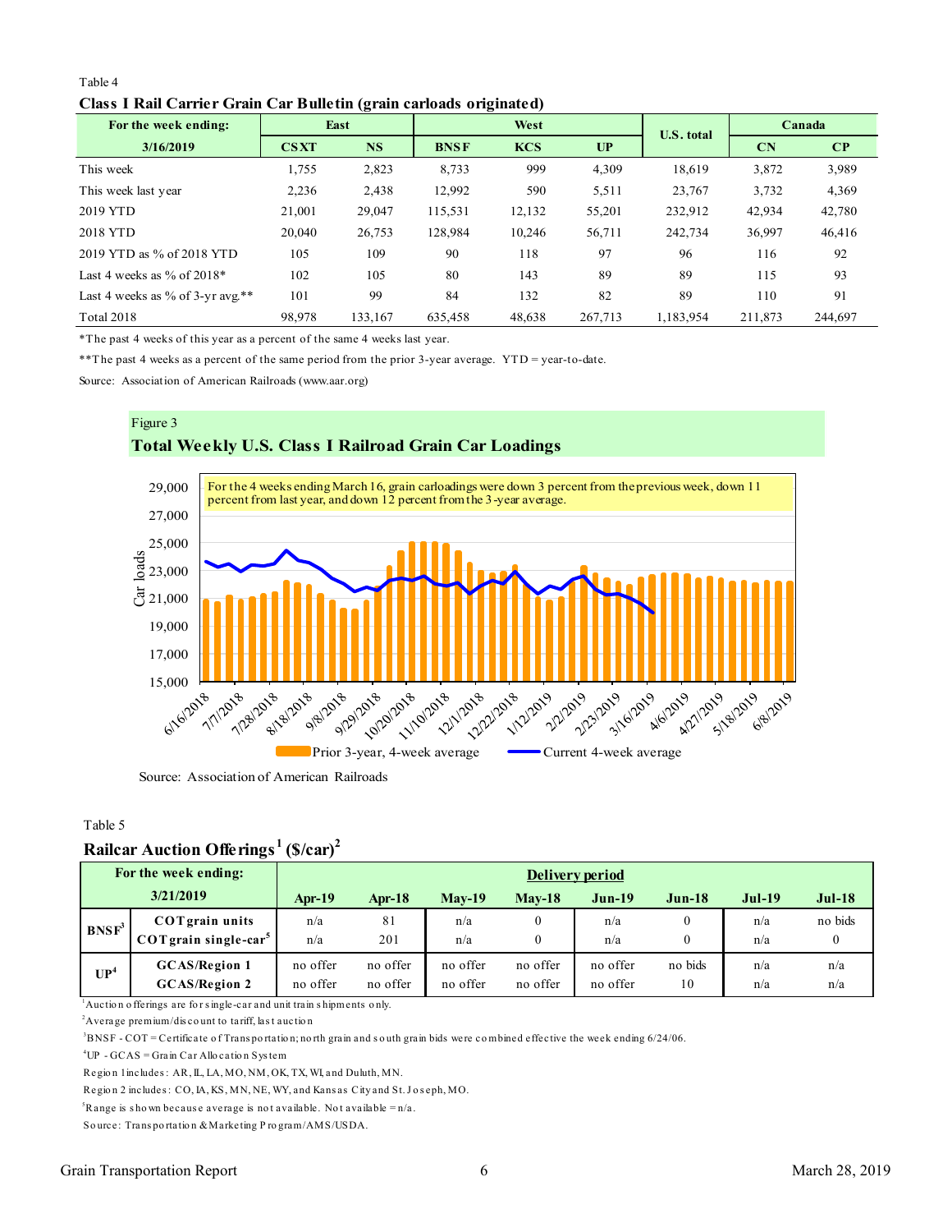Table 4

**Class I Rail Carrier Grain Car Bulletin (grain carloads originated)**

| For the week ending: | East | | West | | | U.S. total | Canada | |
|---|---|---|---|---|---|---|---|---|
| 3/16/2019 | CSXT | NS | BNSF | KCS | UP | | CN | CP |
| This week | 1,755 | 2,823 | 8,733 | 999 | 4,309 | 18,619 | 3,872 | 3,989 |
| This week last year | 2,236 | 2,438 | 12,992 | 590 | 5,511 | 23,767 | 3,732 | 4,369 |
| 2019 YTD | 21,001 | 29,047 | 115,531 | 12,132 | 55,201 | 232,912 | 42,934 | 42,780 |
| 2018 YTD | 20,040 | 26,753 | 128,984 | 10,246 | 56,711 | 242,734 | 36,997 | 46,416 |
| 2019 YTD as % of 2018 YTD | 105 | 109 | 90 | 118 | 97 | 96 | 116 | 92 |
| Last 4 weeks as % of 2018* | 102 | 105 | 80 | 143 | 89 | 89 | 115 | 93 |
| Last 4 weeks as % of 3-yr avg.** | 101 | 99 | 84 | 132 | 82 | 89 | 110 | 91 |
| Total 2018 | 98,978 | 133,167 | 635,458 | 48,638 | 267,713 | 1,183,954 | 211,873 | 244,697 |

*The past 4 weeks of this year as a percent of the same 4 weeks last year.

**The past 4 weeks as a percent of the same period from the prior 3-year average. YTD = year-to-date.

Source: Association of American Railroads (www.aar.org)

Figure 3

**Total Weekly U.S. Class I Railroad Grain Car Loadings**

For the 4 weeks ending March 16, grain carloadings were down 3 percent from the previous week, down 11 percent from last year, and down 12 percent from the 3-year average.

Source: Association of American Railroads

Table 5

**Railcar Auction Offerings[1] ($/car)[2]**

| For the week ending: 3/21/2019 | | Apr-19 | Apr-18 | May-19 | May-18 | Jun-19 | Jun-18 | Jul-19 | Jul-18 |
|---|---|---|---|---|---|---|---|---|---|
| | | **Delivery period** | | | | | | | |
| BNSF[3] | COT grain units | n/a | 81 | n/a | 0 | n/a | 0 | n/a | no bids |
| | COT grain single-car[5] | n/a | 201 | n/a | 0 | n/a | 0 | n/a | 0 |
| UP[4] | GCAS/Region 1 | no offer | no offer | no offer | no offer | no offer | no bids | n/a | n/a |
| | GCAS/Region 2 | no offer | no offer | no offer | no offer | no offer | 10 | n/a | n/a |

[1]Auction offerings are for single-car and unit train shipments only.

[2]Average premium/discount to tariff, last auction

[3]BNSF - COT = Certificate of Transportation; north grain and south grain bids were combined effective the week ending 6/24/06.

[4]UP - GCAS = Grain Car Allocation System

Region 1 includes: AR, IL, LA, MO, NM, OK, TX, WI, and Duluth, MN.

Region 2 includes: CO, IA, KS, MN, NE, WY, and Kansas City and St. Joseph, MO.

[5]Range is shown because average is not available. Not available = n/a.

Source: Transportation & Marketing Program/AMS/USDA.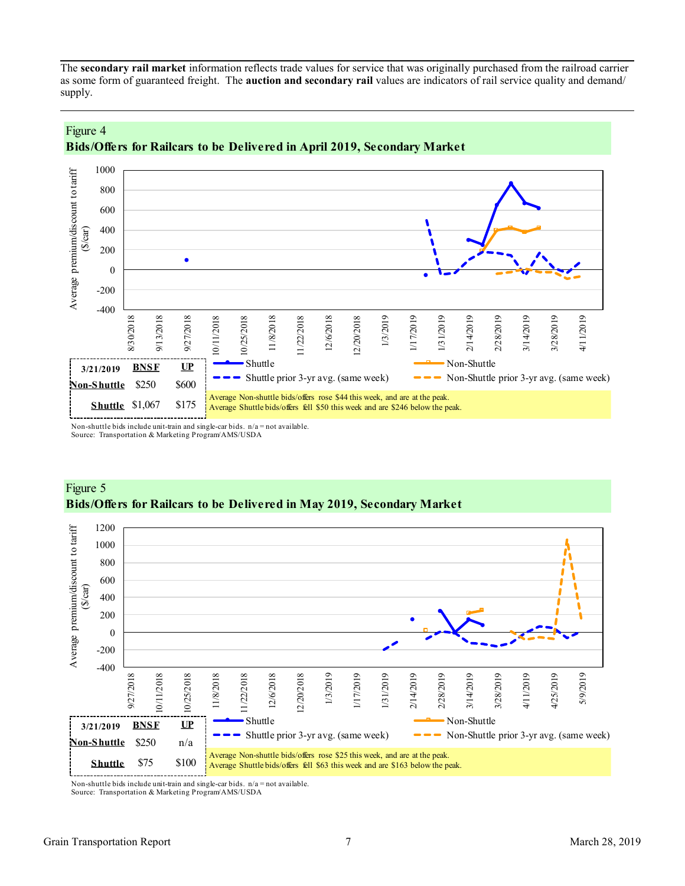The **secondary rail market** information reflects trade values for service that was originally purchased from the railroad carrier as some form of guaranteed freight. The **auction and secondary rail** values are indicators of rail service quality and demand/supply.

Figure 4

**Bids/Offers for Railcars to be Delivered in April 2019, Secondary Market**

| 3/21/2019 | BNSF | UP |
|---|---|---|
| Non-Shuttle | $250 | $600 |
| Shuttle | $1,067 | $175 |

Average Non-shuttle bids/offers rose $44 this week, and are at the peak.
Average Shuttle bids/offers fell $50 this week and are $246 below the peak.

Non-shuttle bids include unit-train and single-car bids. n/a = not available.
Source: Transportation & Marketing Program/AMS/USDA

Figure 5

**Bids/Offers for Railcars to be Delivered in May 2019, Secondary Market**

| 3/21/2019 | BNSF | UP |
|---|---|---|
| Non-Shuttle | $250 | n/a |
| Shuttle | $75 | $100 |

Average Non-shuttle bids/offers rose $25 this week, and are at the peak.
Average Shuttle bids/offers fell $63 this week and are $163 below the peak.

Non-shuttle bids include unit-train and single-car bids. n/a = not available.
Source: Transportation & Marketing Program/AMS/USDA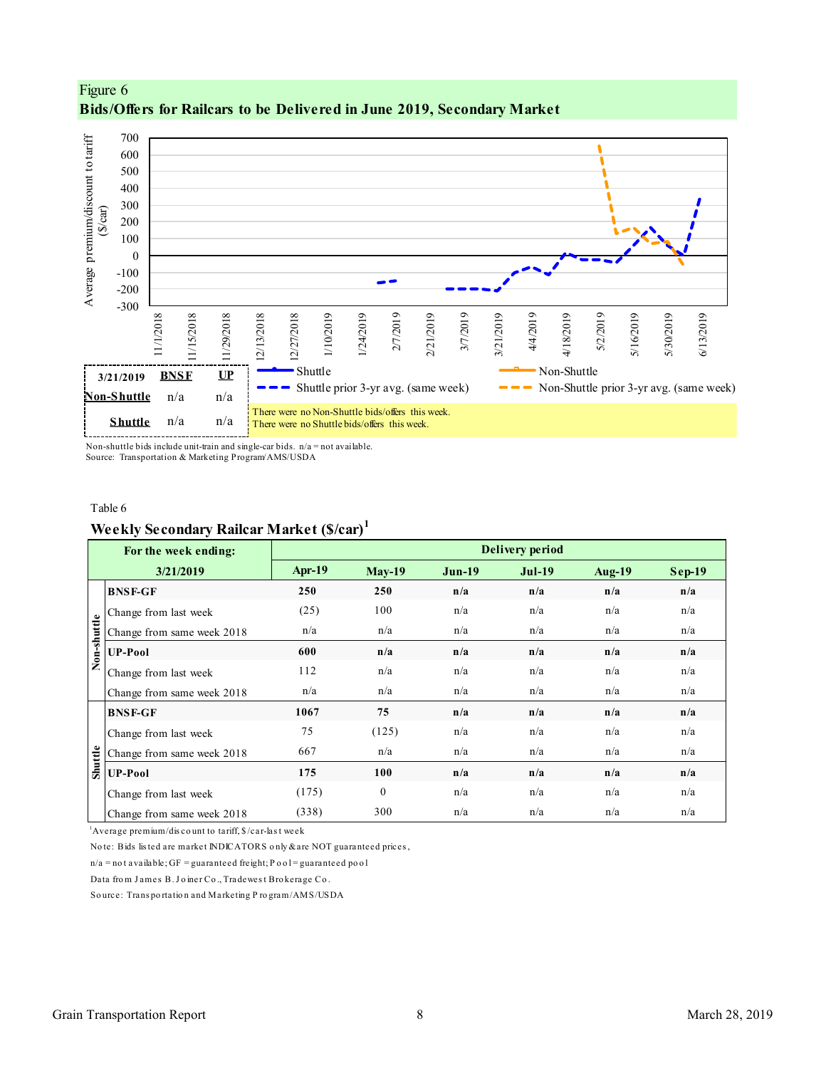Figure 6

**Bids/Offers for Railcars to be Delivered in June 2019, Secondary Market**

| 3/21/2019 | BNSF | UP |
|---|---|---|
| Non-Shuttle | n/a | n/a |
| Shuttle | n/a | n/a |

There were no Non-Shuttle bids/offers this week.
There were no Shuttle bids/offers this week.

Non-shuttle bids include unit-train and single-car bids. n/a = not available.
Source: Transportation & Marketing Program/AMS/USDA

Table 6

**Weekly Secondary Railcar Market ($/car)[1]**

| | For the week ending: 3/21/2019 | Apr-19 | May-19 | Jun-19 | Jul-19 | Aug-19 | Sep-19 |
|---|---|---|---|---|---|---|---|
| Non-shuttle | **BNSF-GF** | **250** | **250** | **n/a** | **n/a** | **n/a** | **n/a** |
| | Change from last week | (25) | 100 | n/a | n/a | n/a | n/a |
| | Change from same week 2018 | n/a | n/a | n/a | n/a | n/a | n/a |
| | **UP-Pool** | **600** | **n/a** | **n/a** | **n/a** | **n/a** | **n/a** |
| | Change from last week | 112 | n/a | n/a | n/a | n/a | n/a |
| | Change from same week 2018 | n/a | n/a | n/a | n/a | n/a | n/a |
| Shuttle | **BNSF-GF** | **1067** | **75** | **n/a** | **n/a** | **n/a** | **n/a** |
| | Change from last week | 75 | (125) | n/a | n/a | n/a | n/a |
| | Change from same week 2018 | 667 | n/a | n/a | n/a | n/a | n/a |
| | **UP-Pool** | **175** | **100** | **n/a** | **n/a** | **n/a** | **n/a** |
| | Change from last week | (175) | 0 | n/a | n/a | n/a | n/a |
| | Change from same week 2018 | (338) | 300 | n/a | n/a | n/a | n/a |

[1]Average premium/discount to tariff, $/car-last week

Note: Bids listed are market INDICATORS only & are NOT guaranteed prices,

n/a = not available; GF = guaranteed freight; Pool = guaranteed pool

Data from James B. Joiner Co., Tradewest Brokerage Co.

Source: Transportation and Marketing Program/AMS/USDA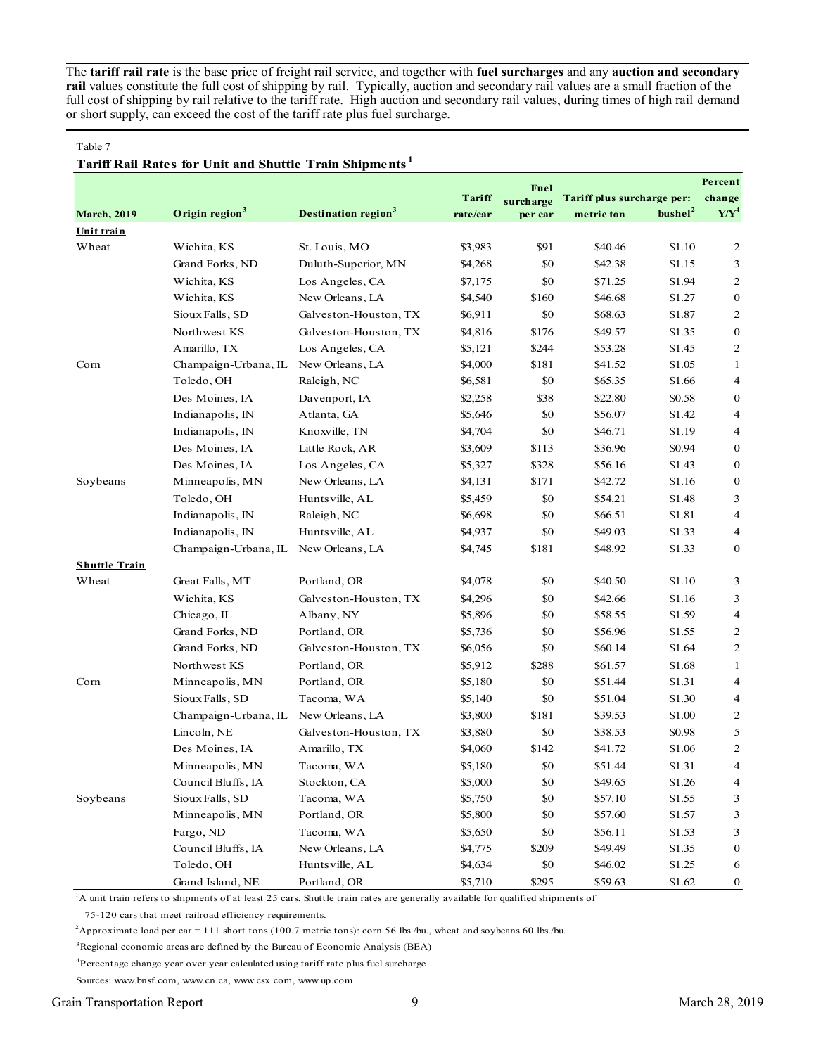The **tariff rail rate** is the base price of freight rail service, and together with **fuel surcharges** and any **auction and secondary rail** values constitute the full cost of shipping by rail. Typically, auction and secondary rail values are a small fraction of the full cost of shipping by rail relative to the tariff rate. High auction and secondary rail values, during times of high rail demand or short supply, can exceed the cost of the tariff rate plus fuel surcharge.

Table 7

**Tariff Rail Rates for Unit and Shuttle Train Shipments**[1]

| **March, 2019** | **Origin region**[3] | **Destination region**[3] | **Tariff rate/car** | **Fuel surcharge per car** | **Tariff plus surcharge per: metric ton** | **bushel**[2] | **Percent change Y/Y**[4] |
|---|---|---|---|---|---|---|---|
| **Unit train** | | | | | | | |
| Wheat | Wichita, KS | St. Louis, MO | $3,983 | $91 | $40.46 | $1.10 | 2 |
| | Grand Forks, ND | Duluth-Superior, MN | $4,268 | $0 | $42.38 | $1.15 | 3 |
| | Wichita, KS | Los Angeles, CA | $7,175 | $0 | $71.25 | $1.94 | 2 |
| | Wichita, KS | New Orleans, LA | $4,540 | $160 | $46.68 | $1.27 | 0 |
| | Sioux Falls, SD | Galveston-Houston, TX | $6,911 | $0 | $68.63 | $1.87 | 2 |
| | Northwest KS | Galveston-Houston, TX | $4,816 | $176 | $49.57 | $1.35 | 0 |
| | Amarillo, TX | Los Angeles, CA | $5,121 | $244 | $53.28 | $1.45 | 2 |
| Corn | Champaign-Urbana, IL | New Orleans, LA | $4,000 | $181 | $41.52 | $1.05 | 1 |
| | Toledo, OH | Raleigh, NC | $6,581 | $0 | $65.35 | $1.66 | 4 |
| | Des Moines, IA | Davenport, IA | $2,258 | $38 | $22.80 | $0.58 | 0 |
| | Indianapolis, IN | Atlanta, GA | $5,646 | $0 | $56.07 | $1.42 | 4 |
| | Indianapolis, IN | Knoxville, TN | $4,704 | $0 | $46.71 | $1.19 | 4 |
| | Des Moines, IA | Little Rock, AR | $3,609 | $113 | $36.96 | $0.94 | 0 |
| | Des Moines, IA | Los Angeles, CA | $5,327 | $328 | $56.16 | $1.43 | 0 |
| Soybeans | Minneapolis, MN | New Orleans, LA | $4,131 | $171 | $42.72 | $1.16 | 0 |
| | Toledo, OH | Huntsville, AL | $5,459 | $0 | $54.21 | $1.48 | 3 |
| | Indianapolis, IN | Raleigh, NC | $6,698 | $0 | $66.51 | $1.81 | 4 |
| | Indianapolis, IN | Huntsville, AL | $4,937 | $0 | $49.03 | $1.33 | 4 |
| | Champaign-Urbana, IL | New Orleans, LA | $4,745 | $181 | $48.92 | $1.33 | 0 |
| **Shuttle Train** | | | | | | | |
| Wheat | Great Falls, MT | Portland, OR | $4,078 | $0 | $40.50 | $1.10 | 3 |
| | Wichita, KS | Galveston-Houston, TX | $4,296 | $0 | $42.66 | $1.16 | 3 |
| | Chicago, IL | Albany, NY | $5,896 | $0 | $58.55 | $1.59 | 4 |
| | Grand Forks, ND | Portland, OR | $5,736 | $0 | $56.96 | $1.55 | 2 |
| | Grand Forks, ND | Galveston-Houston, TX | $6,056 | $0 | $60.14 | $1.64 | 2 |
| | Northwest KS | Portland, OR | $5,912 | $288 | $61.57 | $1.68 | 1 |
| Corn | Minneapolis, MN | Portland, OR | $5,180 | $0 | $51.44 | $1.31 | 4 |
| | Sioux Falls, SD | Tacoma, WA | $5,140 | $0 | $51.04 | $1.30 | 4 |
| | Champaign-Urbana, IL | New Orleans, LA | $3,800 | $181 | $39.53 | $1.00 | 2 |
| | Lincoln, NE | Galveston-Houston, TX | $3,880 | $0 | $38.53 | $0.98 | 5 |
| | Des Moines, IA | Amarillo, TX | $4,060 | $142 | $41.72 | $1.06 | 2 |
| | Minneapolis, MN | Tacoma, WA | $5,180 | $0 | $51.44 | $1.31 | 4 |
| | Council Bluffs, IA | Stockton, CA | $5,000 | $0 | $49.65 | $1.26 | 4 |
| Soybeans | Sioux Falls, SD | Tacoma, WA | $5,750 | $0 | $57.10 | $1.55 | 3 |
| | Minneapolis, MN | Portland, OR | $5,800 | $0 | $57.60 | $1.57 | 3 |
| | Fargo, ND | Tacoma, WA | $5,650 | $0 | $56.11 | $1.53 | 3 |
| | Council Bluffs, IA | New Orleans, LA | $4,775 | $209 | $49.49 | $1.35 | 0 |
| | Toledo, OH | Huntsville, AL | $4,634 | $0 | $46.02 | $1.25 | 6 |
| | Grand Island, NE | Portland, OR | $5,710 | $295 | $59.63 | $1.62 | 0 |

[1]A unit train refers to shipments of at least 25 cars. Shuttle train rates are generally available for qualified shipments of 75-120 cars that meet railroad efficiency requirements.

[2]Approximate load per car = 111 short tons (100.7 metric tons): corn 56 lbs./bu., wheat and soybeans 60 lbs./bu.

[3]Regional economic areas are defined by the Bureau of Economic Analysis (BEA)

[4]Percentage change year over year calculated using tariff rate plus fuel surcharge

Sources: www.bnsf.com, www.cn.ca, www.csx.com, www.up.com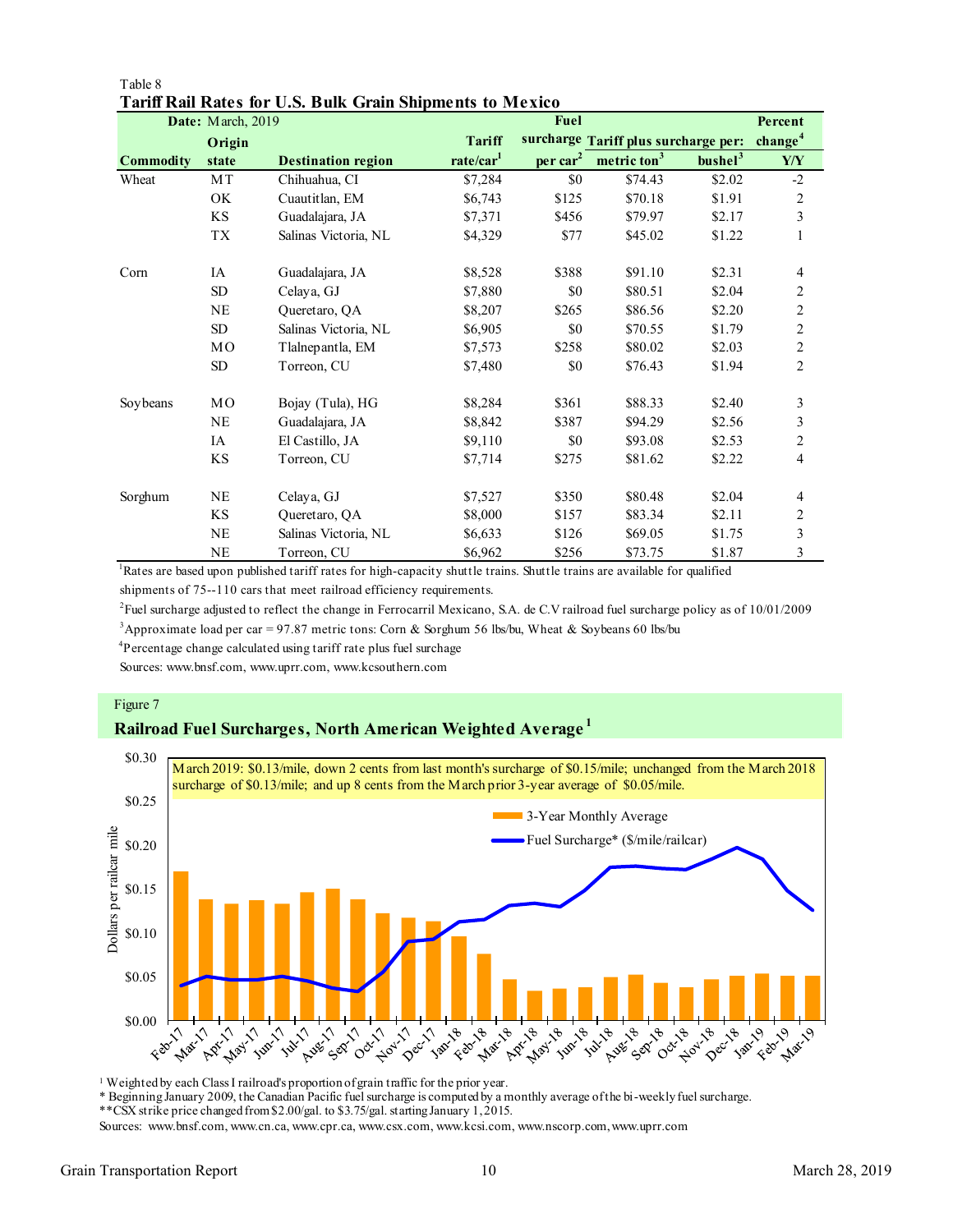Table 8

## Tariff Rail Rates for U.S. Bulk Grain Shipments to Mexico

| **Date:** March, 2019 | | | | Fuel | | | Percent |
|---|---|---|---|---|---|---|---|
| | Origin | | Tariff | surcharge | Tariff plus surcharge per: | | change[4] |
| Commodity | state | Destination region | rate/car[1] | per car[2] | metric ton[3] | bushel[3] | Y/Y |
| Wheat | MT | Chihuahua, CI | $7,284 | $0 | $74.43 | $2.02 | -2 |
| | OK | Cuautitlan, EM | $6,743 | $125 | $70.18 | $1.91 | 2 |
| | KS | Guadalajara, JA | $7,371 | $456 | $79.97 | $2.17 | 3 |
| | TX | Salinas Victoria, NL | $4,329 | $77 | $45.02 | $1.22 | 1 |
| Corn | IA | Guadalajara, JA | $8,528 | $388 | $91.10 | $2.31 | 4 |
| | SD | Celaya, GJ | $7,880 | $0 | $80.51 | $2.04 | 2 |
| | NE | Queretaro, QA | $8,207 | $265 | $86.56 | $2.20 | 2 |
| | SD | Salinas Victoria, NL | $6,905 | $0 | $70.55 | $1.79 | 2 |
| | MO | Tlalnepantla, EM | $7,573 | $258 | $80.02 | $2.03 | 2 |
| | SD | Torreon, CU | $7,480 | $0 | $76.43 | $1.94 | 2 |
| Soybeans | MO | Bojay (Tula), HG | $8,284 | $361 | $88.33 | $2.40 | 3 |
| | NE | Guadalajara, JA | $8,842 | $387 | $94.29 | $2.56 | 3 |
| | IA | El Castillo, JA | $9,110 | $0 | $93.08 | $2.53 | 2 |
| | KS | Torreon, CU | $7,714 | $275 | $81.62 | $2.22 | 4 |
| Sorghum | NE | Celaya, GJ | $7,527 | $350 | $80.48 | $2.04 | 4 |
| | KS | Queretaro, QA | $8,000 | $157 | $83.34 | $2.11 | 2 |
| | NE | Salinas Victoria, NL | $6,633 | $126 | $69.05 | $1.75 | 3 |
| | NE | Torreon, CU | $6,962 | $256 | $73.75 | $1.87 | 3 |

[1]Rates are based upon published tariff rates for high-capacity shuttle trains. Shuttle trains are available for qualified shipments of 75--110 cars that meet railroad efficiency requirements.

[2]Fuel surcharge adjusted to reflect the change in Ferrocarril Mexicano, S.A. de C.V railroad fuel surcharge policy as of 10/01/2009

[3]Approximate load per car = 97.87 metric tons: Corn & Sorghum 56 lbs/bu, Wheat & Soybeans 60 lbs/bu

[4]Percentage change calculated using tariff rate plus fuel surcharge

Sources: www.bnsf.com, www.uprr.com, www.kcsouthern.com

Figure 7

## Railroad Fuel Surcharges, North American Weighted Average[1]

March 2019: $0.13/mile, down 2 cents from last month's surcharge of $0.15/mile; unchanged from the March 2018 surcharge of $0.13/mile; and up 8 cents from the March prior 3-year average of $0.05/mile.

[1] Weighted by each Class I railroad's proportion of grain traffic for the prior year.

* Beginning January 2009, the Canadian Pacific fuel surcharge is computed by a monthly average of the bi-weekly fuel surcharge.

**CSX strike price changed from $2.00/gal. to $3.75/gal. starting January 1, 2015.

Sources: www.bnsf.com, www.cn.ca, www.cpr.ca, www.csx.com, www.kcsi.com, www.nscorp.com, www.uprr.com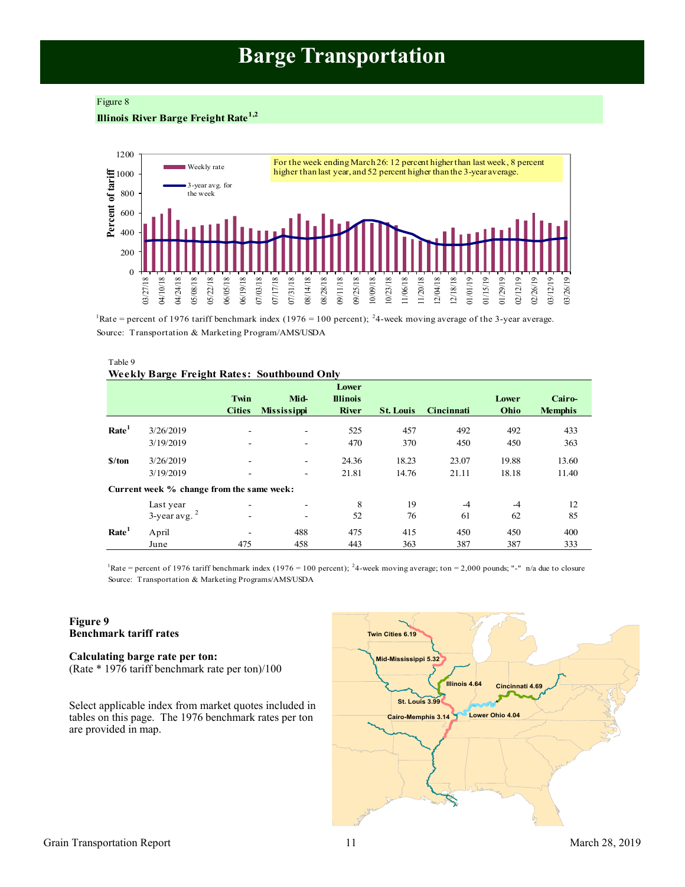# Barge Transportation

Figure 8

**Illinois River Barge Freight Rate[1,2]**

For the week ending March 26: 12 percent higher than last week, 8 percent higher than last year, and 52 percent higher than the 3-year average.

[1]Rate = percent of 1976 tariff benchmark index (1976 = 100 percent); [2]4-week moving average of the 3-year average.
Source: Transportation & Marketing Program/AMS/USDA

Table 9

**Weekly Barge Freight Rates: Southbound Only**

| | | Twin Cities | Mid-Mississippi | Lower Illinois River | St. Louis | Cincinnati | Lower Ohio | Cairo-Memphis |
|---|---|---|---|---|---|---|---|---|
| **Rate[1]** | 3/26/2019 | - | - | 525 | 457 | 492 | 492 | 433 |
| | 3/19/2019 | - | - | 470 | 370 | 450 | 450 | 363 |
| **$/ton** | 3/26/2019 | - | - | 24.36 | 18.23 | 23.07 | 19.88 | 13.60 |
| | 3/19/2019 | - | - | 21.81 | 14.76 | 21.11 | 18.18 | 11.40 |
| **Current week % change from the same week:** | | | | | | | | |
| | Last year | - | - | 8 | 19 | -4 | -4 | 12 |
| | 3-year avg. [2] | - | - | 52 | 76 | 61 | 62 | 85 |
| **Rate[1]** | April | - | 488 | 475 | 415 | 450 | 450 | 400 |
| | June | 475 | 458 | 443 | 363 | 387 | 387 | 333 |

[1]Rate = percent of 1976 tariff benchmark index (1976 = 100 percent); [2]4-week moving average; ton = 2,000 pounds; "-" n/a due to closure
Source: Transportation & Marketing Programs/AMS/USDA

**Figure 9**
**Benchmark tariff rates**

**Calculating barge rate per ton:**
(Rate * 1976 tariff benchmark rate per ton)/100

Select applicable index from market quotes included in tables on this page. The 1976 benchmark rates per ton are provided in map.

Twin Cities 6.19; Mid-Mississippi 5.32; Illinois 4.64; Cincinnati 4.69; St. Louis 3.99; Cairo-Memphis 3.14; Lower Ohio 4.04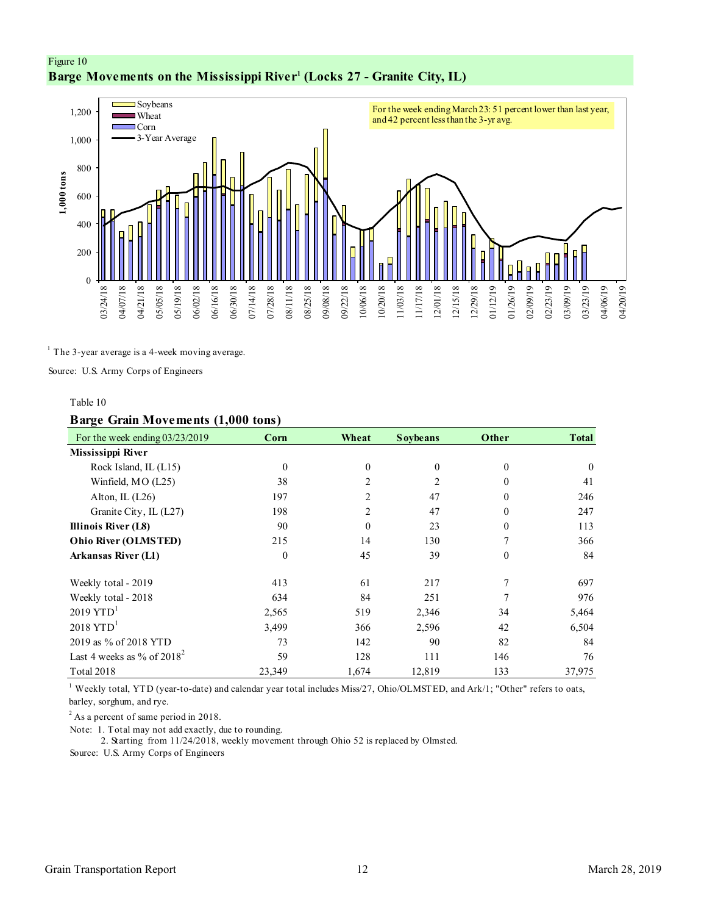Figure 10

## Barge Movements on the Mississippi River[1] (Locks 27 - Granite City, IL)

For the week ending March 23: 51 percent lower than last year, and 42 percent less than the 3-yr avg.

[1] The 3-year average is a 4-week moving average.

Source: U.S. Army Corps of Engineers

Table 10

### Barge Grain Movements (1,000 tons)

| For the week ending 03/23/2019 | Corn | Wheat | Soybeans | Other | Total |
|---|---|---|---|---|---|
| **Mississippi River** | | | | | |
| Rock Island, IL (L15) | 0 | 0 | 0 | 0 | 0 |
| Winfield, MO (L25) | 38 | 2 | 2 | 0 | 41 |
| Alton, IL (L26) | 197 | 2 | 47 | 0 | 246 |
| Granite City, IL (L27) | 198 | 2 | 47 | 0 | 247 |
| **Illinois River (L8)** | 90 | 0 | 23 | 0 | 113 |
| **Ohio River (OLMSTED)** | 215 | 14 | 130 | 7 | 366 |
| **Arkansas River (L1)** | 0 | 45 | 39 | 0 | 84 |
| | | | | | |
| Weekly total - 2019 | 413 | 61 | 217 | 7 | 697 |
| Weekly total - 2018 | 634 | 84 | 251 | 7 | 976 |
| 2019 YTD[1] | 2,565 | 519 | 2,346 | 34 | 5,464 |
| 2018 YTD[1] | 3,499 | 366 | 2,596 | 42 | 6,504 |
| 2019 as % of 2018 YTD | 73 | 142 | 90 | 82 | 84 |
| Last 4 weeks as % of 2018[2] | 59 | 128 | 111 | 146 | 76 |
| Total 2018 | 23,349 | 1,674 | 12,819 | 133 | 37,975 |

[1] Weekly total, YTD (year-to-date) and calendar year total includes Miss/27, Ohio/OLMSTED, and Ark/1; "Other" refers to oats, barley, sorghum, and rye.

[2] As a percent of same period in 2018.

Note: 1. Total may not add exactly, due to rounding.
2. Starting from 11/24/2018, weekly movement through Ohio 52 is replaced by Olmsted.

Source: U.S. Army Corps of Engineers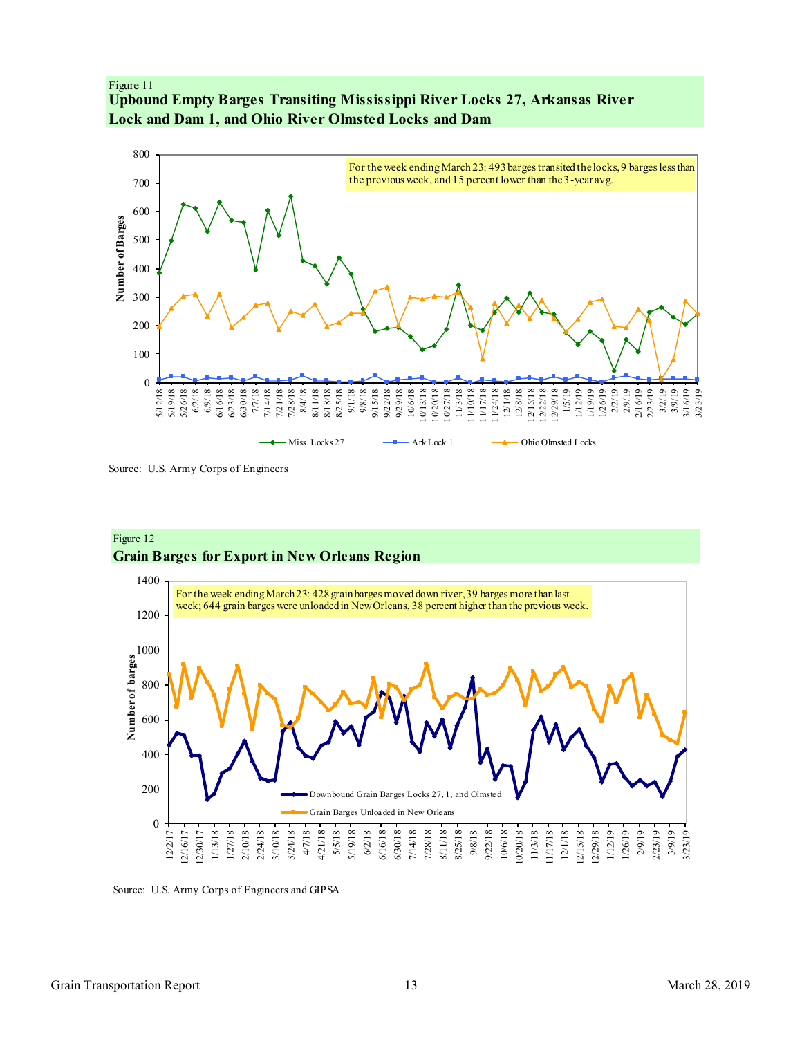Figure 11

**Upbound Empty Barges Transiting Mississippi River Locks 27, Arkansas River Lock and Dam 1, and Ohio River Olmsted Locks and Dam**

For the week ending March 23: 493 barges transited the locks, 9 barges less than the previous week, and 15 percent lower than the 3-year avg.

Source: U.S. Army Corps of Engineers

Figure 12

**Grain Barges for Export in New Orleans Region**

For the week ending March 23: 428 grain barges moved down river, 39 barges more than last week; 644 grain barges were unloaded in New Orleans, 38 percent higher than the previous week.

Source: U.S. Army Corps of Engineers and GIPSA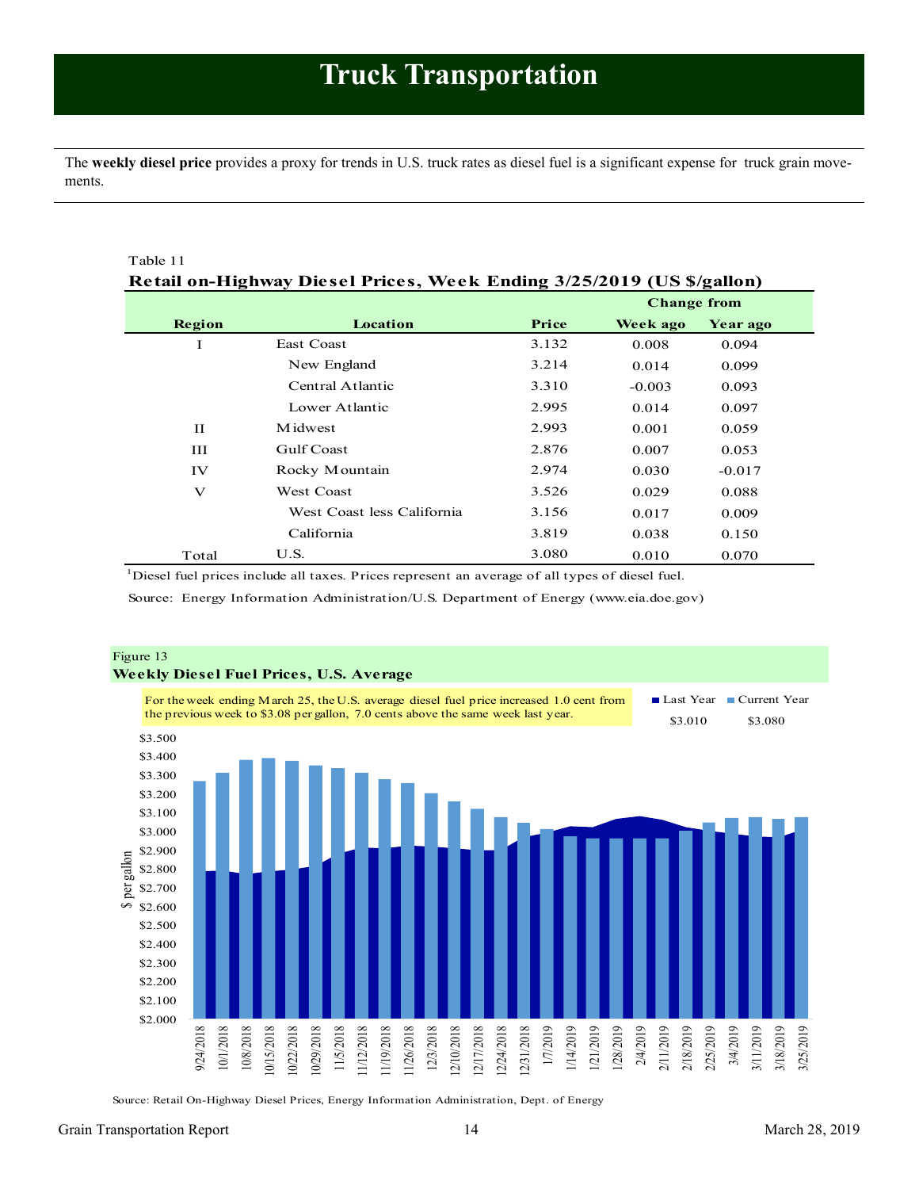# Truck Transportation

The **weekly diesel price** provides a proxy for trends in U.S. truck rates as diesel fuel is a significant expense for truck grain movements.

Table 11

**Retail on-Highway Diesel Prices, Week Ending 3/25/2019 (US $/gallon)**

| Region | Location | Price | Change from Week ago | Change from Year ago |
|---|---|---|---|---|
| I | East Coast | 3.132 | 0.008 | 0.094 |
| | New England | 3.214 | 0.014 | 0.099 |
| | Central Atlantic | 3.310 | -0.003 | 0.093 |
| | Lower Atlantic | 2.995 | 0.014 | 0.097 |
| II | Midwest | 2.993 | 0.001 | 0.059 |
| III | Gulf Coast | 2.876 | 0.007 | 0.053 |
| IV | Rocky Mountain | 2.974 | 0.030 | -0.017 |
| V | West Coast | 3.526 | 0.029 | 0.088 |
| | West Coast less California | 3.156 | 0.017 | 0.009 |
| | California | 3.819 | 0.038 | 0.150 |
| Total | U.S. | 3.080 | 0.010 | 0.070 |

[1]Diesel fuel prices include all taxes. Prices represent an average of all types of diesel fuel.

Source: Energy Information Administration/U.S. Department of Energy (www.eia.doe.gov)

Figure 13

**Weekly Diesel Fuel Prices, U.S. Average**

For the week ending March 25, the U.S. average diesel fuel price increased 1.0 cent from the previous week to $3.08 per gallon, 7.0 cents above the same week last year.

Last Year $3.010 | Current Year $3.080

Source: Retail On-Highway Diesel Prices, Energy Information Administration, Dept. of Energy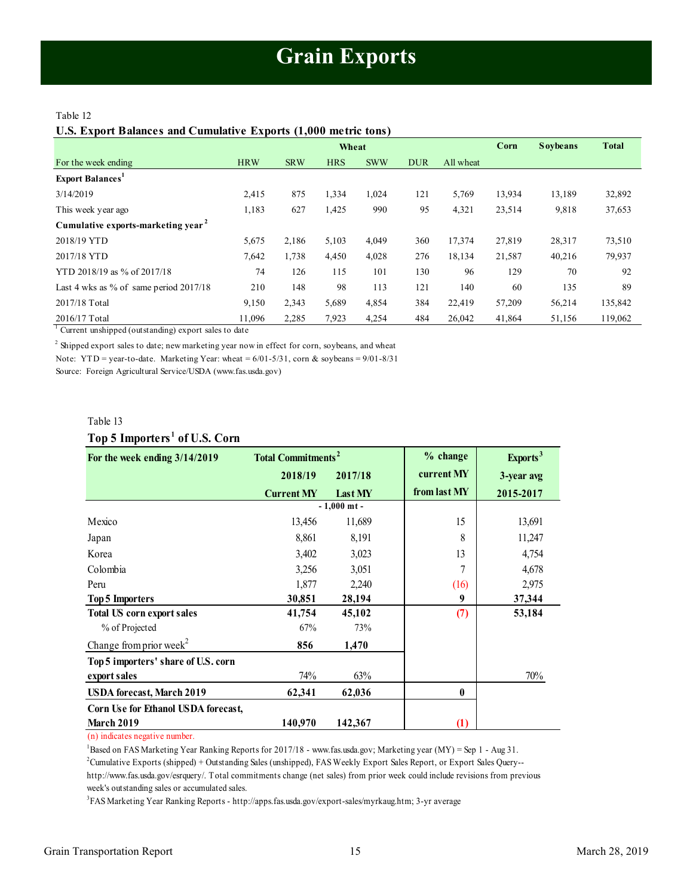# Grain Exports

Table 12

**U.S. Export Balances and Cumulative Exports (1,000 metric tons)**

| | Wheat | | | | | | Corn | Soybeans | Total |
|---|---|---|---|---|---|---|---|---|---|
| For the week ending | HRW | SRW | HRS | SWW | DUR | All wheat | | | |
| **Export Balances**[1] | | | | | | | | | |
| 3/14/2019 | 2,415 | 875 | 1,334 | 1,024 | 121 | 5,769 | 13,934 | 13,189 | 32,892 |
| This week year ago | 1,183 | 627 | 1,425 | 990 | 95 | 4,321 | 23,514 | 9,818 | 37,653 |
| **Cumulative exports-marketing year**[2] | | | | | | | | | |
| 2018/19 YTD | 5,675 | 2,186 | 5,103 | 4,049 | 360 | 17,374 | 27,819 | 28,317 | 73,510 |
| 2017/18 YTD | 7,642 | 1,738 | 4,450 | 4,028 | 276 | 18,134 | 21,587 | 40,216 | 79,937 |
| YTD 2018/19 as % of 2017/18 | 74 | 126 | 115 | 101 | 130 | 96 | 129 | 70 | 92 |
| Last 4 wks as % of same period 2017/18 | 210 | 148 | 98 | 113 | 121 | 140 | 60 | 135 | 89 |
| 2017/18 Total | 9,150 | 2,343 | 5,689 | 4,854 | 384 | 22,419 | 57,209 | 56,214 | 135,842 |
| 2016/17 Total | 11,096 | 2,285 | 7,923 | 4,254 | 484 | 26,042 | 41,864 | 51,156 | 119,062 |

[1] Current unshipped (outstanding) export sales to date

[2] Shipped export sales to date; new marketing year now in effect for corn, soybeans, and wheat

Note: YTD = year-to-date. Marketing Year: wheat = 6/01-5/31, corn & soybeans = 9/01-8/31

Source: Foreign Agricultural Service/USDA (www.fas.usda.gov)

Table 13

**Top 5 Importers[1] of U.S. Corn**

| For the week ending 3/14/2019 | Total Commitments[2] | | % change | Exports[3] |
|---|---|---|---|---|
| | 2018/19 | 2017/18 | current MY | 3-year avg |
| | Current MY | Last MY | from last MY | 2015-2017 |
| | - 1,000 mt - | | | |
| Mexico | 13,456 | 11,689 | 15 | 13,691 |
| Japan | 8,861 | 8,191 | 8 | 11,247 |
| Korea | 3,402 | 3,023 | 13 | 4,754 |
| Colombia | 3,256 | 3,051 | 7 | 4,678 |
| Peru | 1,877 | 2,240 | (16) | 2,975 |
| **Top 5 Importers** | **30,851** | **28,194** | **9** | **37,344** |
| **Total US corn export sales** | **41,754** | **45,102** | **(7)** | **53,184** |
| % of Projected | 67% | 73% | | |
| Change from prior week[2] | **856** | **1,470** | | |
| **Top 5 importers' share of U.S. corn export sales** | 74% | 63% | | 70% |
| **USDA forecast, March 2019** | **62,341** | **62,036** | **0** | |
| **Corn Use for Ethanol USDA forecast, March 2019** | **140,970** | **142,367** | **(1)** | |

(n) indicates negative number.

[1]Based on FAS Marketing Year Ranking Reports for 2017/18 - www.fas.usda.gov; Marketing year (MY) = Sep 1 - Aug 31.

[2]Cumulative Exports (shipped) + Outstanding Sales (unshipped), FAS Weekly Export Sales Report, or Export Sales Query--http://www.fas.usda.gov/esrquery/. Total commitments change (net sales) from prior week could include revisions from previous week's outstanding sales or accumulated sales.

[3]FAS Marketing Year Ranking Reports - http://apps.fas.usda.gov/export-sales/myrkaug.htm; 3-yr average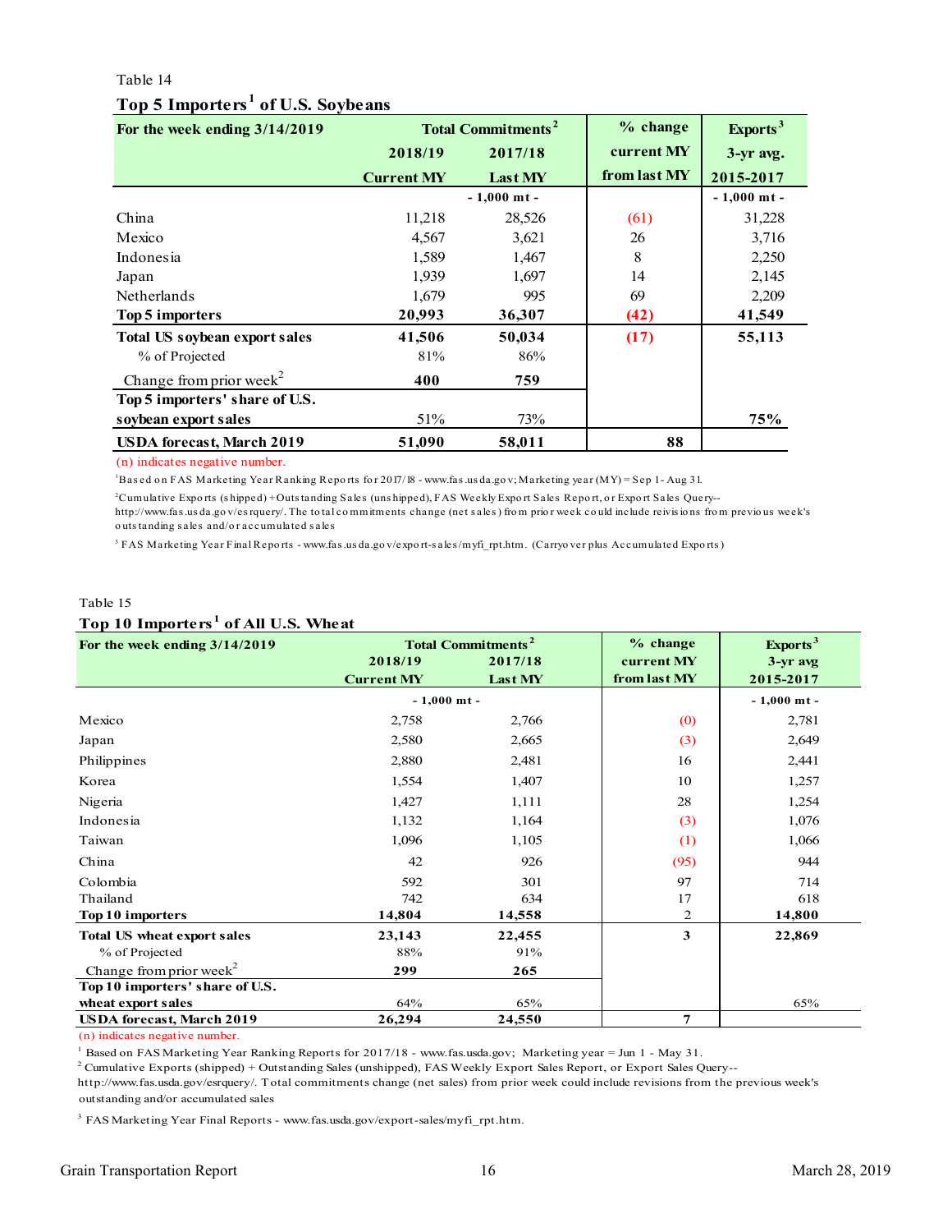Table 14

**Top 5 Importers[1] of U.S. Soybeans**

| For the week ending 3/14/2019 | Total Commitments[2] | | % change | Exports[3] |
|---|---|---|---|---|
| | 2018/19 | 2017/18 | current MY | 3-yr avg. |
| | Current MY | Last MY | from last MY | 2015-2017 |
| | - 1,000 mt - | | | - 1,000 mt - |
| China | 11,218 | 28,526 | (61) | 31,228 |
| Mexico | 4,567 | 3,621 | 26 | 3,716 |
| Indonesia | 1,589 | 1,467 | 8 | 2,250 |
| Japan | 1,939 | 1,697 | 14 | 2,145 |
| Netherlands | 1,679 | 995 | 69 | 2,209 |
| **Top 5 importers** | **20,993** | **36,307** | **(42)** | **41,549** |
| **Total US soybean export sales** | **41,506** | **50,034** | **(17)** | **55,113** |
| % of Projected | 81% | 86% | | |
| Change from prior week[2] | **400** | **759** | | |
| **Top 5 importers' share of U.S. soybean export sales** | 51% | 73% | | **75%** |
| **USDA forecast, March 2019** | **51,090** | **58,011** | **88** | |

(n) indicates negative number.

[1]Based on FAS Marketing Year Ranking Reports for 2017/18 - www.fas.usda.gov; Marketing year (MY) = Sep 1 - Aug 31.

[2]Cumulative Exports (shipped) + Outstanding Sales (unshipped), FAS Weekly Export Sales Report, or Export Sales Query--http://www.fas.usda.gov/esrquery/. The total commitments change (net sales) from prior week could include reivisions from previous week's outstanding sales and/or accumulated sales

[3] FAS Marketing Year Final Reports - www.fas.usda.gov/export-sales/myfi_rpt.htm. (Carryover plus Accumulated Exports)

Table 15

**Top 10 Importers[1] of All U.S. Wheat**

| For the week ending 3/14/2019 | Total Commitments[2] | | % change | Exports[3] |
|---|---|---|---|---|
| | 2018/19 | 2017/18 | current MY | 3-yr avg |
| | Current MY | Last MY | from last MY | 2015-2017 |
| | - 1,000 mt - | | | - 1,000 mt - |
| Mexico | 2,758 | 2,766 | (0) | 2,781 |
| Japan | 2,580 | 2,665 | (3) | 2,649 |
| Philippines | 2,880 | 2,481 | 16 | 2,441 |
| Korea | 1,554 | 1,407 | 10 | 1,257 |
| Nigeria | 1,427 | 1,111 | 28 | 1,254 |
| Indonesia | 1,132 | 1,164 | (3) | 1,076 |
| Taiwan | 1,096 | 1,105 | (1) | 1,066 |
| China | 42 | 926 | (95) | 944 |
| Colombia | 592 | 301 | 97 | 714 |
| Thailand | 742 | 634 | 17 | 618 |
| **Top 10 importers** | **14,804** | **14,558** | 2 | **14,800** |
| **Total US wheat export sales** | **23,143** | **22,455** | **3** | **22,869** |
| % of Projected | 88% | 91% | | |
| Change from prior week[2] | **299** | **265** | | |
| **Top 10 importers' share of U.S. wheat export sales** | 64% | 65% | | 65% |
| **USDA forecast, March 2019** | **26,294** | **24,550** | **7** | |

(n) indicates negative number.

[1] Based on FAS Marketing Year Ranking Reports for 2017/18 - www.fas.usda.gov; Marketing year = Jun 1 - May 31.

[2] Cumulative Exports (shipped) + Outstanding Sales (unshipped), FAS Weekly Export Sales Report, or Export Sales Query--http://www.fas.usda.gov/esrquery/. Total commitments change (net sales) from prior week could include revisions from the previous week's outstanding and/or accumulated sales

[3] FAS Marketing Year Final Reports - www.fas.usda.gov/export-sales/myfi_rpt.htm.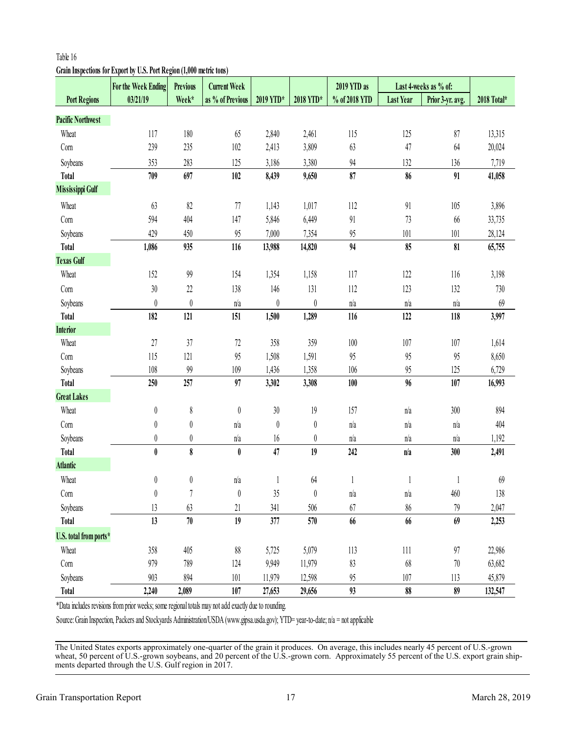Table 16

**Grain Inspections for Export by U.S. Port Region (1,000 metric tons)**

| Port Regions | For the Week Ending 03/21/19 | Previous Week* | Current Week as % of Previous | 2019 YTD* | 2018 YTD* | 2019 YTD as % of 2018 YTD | Last 4-weeks as % of: Last Year | Prior 3-yr. avg. | 2018 Total* |
|---|---|---|---|---|---|---|---|---|---|
| **Pacific Northwest** | | | | | | | | | |
| Wheat | 117 | 180 | 65 | 2,840 | 2,461 | 115 | 125 | 87 | 13,315 |
| Corn | 239 | 235 | 102 | 2,413 | 3,809 | 63 | 47 | 64 | 20,024 |
| Soybeans | 353 | 283 | 125 | 3,186 | 3,380 | 94 | 132 | 136 | 7,719 |
| **Total** | **709** | **697** | **102** | **8,439** | **9,650** | **87** | **86** | **91** | **41,058** |
| **Mississippi Gulf** | | | | | | | | | |
| Wheat | 63 | 82 | 77 | 1,143 | 1,017 | 112 | 91 | 105 | 3,896 |
| Corn | 594 | 404 | 147 | 5,846 | 6,449 | 91 | 73 | 66 | 33,735 |
| Soybeans | 429 | 450 | 95 | 7,000 | 7,354 | 95 | 101 | 101 | 28,124 |
| **Total** | **1,086** | **935** | **116** | **13,988** | **14,820** | **94** | **85** | **81** | **65,755** |
| **Texas Gulf** | | | | | | | | | |
| Wheat | 152 | 99 | 154 | 1,354 | 1,158 | 117 | 122 | 116 | 3,198 |
| Corn | 30 | 22 | 138 | 146 | 131 | 112 | 123 | 132 | 730 |
| Soybeans | 0 | 0 | n/a | 0 | 0 | n/a | n/a | n/a | 69 |
| **Total** | **182** | **121** | **151** | **1,500** | **1,289** | **116** | **122** | **118** | **3,997** |
| **Interior** | | | | | | | | | |
| Wheat | 27 | 37 | 72 | 358 | 359 | 100 | 107 | 107 | 1,614 |
| Corn | 115 | 121 | 95 | 1,508 | 1,591 | 95 | 95 | 95 | 8,650 |
| Soybeans | 108 | 99 | 109 | 1,436 | 1,358 | 106 | 95 | 125 | 6,729 |
| **Total** | **250** | **257** | **97** | **3,302** | **3,308** | **100** | **96** | **107** | **16,993** |
| **Great Lakes** | | | | | | | | | |
| Wheat | 0 | 8 | 0 | 30 | 19 | 157 | n/a | 300 | 894 |
| Corn | 0 | 0 | n/a | 0 | 0 | n/a | n/a | n/a | 404 |
| Soybeans | 0 | 0 | n/a | 16 | 0 | n/a | n/a | n/a | 1,192 |
| **Total** | **0** | **8** | **0** | **47** | **19** | **242** | **n/a** | **300** | **2,491** |
| **Atlantic** | | | | | | | | | |
| Wheat | 0 | 0 | n/a | 1 | 64 | 1 | 1 | 1 | 69 |
| Corn | 0 | 7 | 0 | 35 | 0 | n/a | n/a | 460 | 138 |
| Soybeans | 13 | 63 | 21 | 341 | 506 | 67 | 86 | 79 | 2,047 |
| **Total** | **13** | **70** | **19** | **377** | **570** | **66** | **66** | **69** | **2,253** |
| **U.S. total from ports*** | | | | | | | | | |
| Wheat | 358 | 405 | 88 | 5,725 | 5,079 | 113 | 111 | 97 | 22,986 |
| Corn | 979 | 789 | 124 | 9,949 | 11,979 | 83 | 68 | 70 | 63,682 |
| Soybeans | 903 | 894 | 101 | 11,979 | 12,598 | 95 | 107 | 113 | 45,879 |
| **Total** | **2,240** | **2,089** | **107** | **27,653** | **29,656** | **93** | **88** | **89** | **132,547** |

*Data includes revisions from prior weeks; some regional totals may not add exactly due to rounding.

Source: Grain Inspection, Packers and Stockyards Administration/USDA (www.gipsa.usda.gov); YTD= year-to-date; n/a = not applicable

The United States exports approximately one-quarter of the grain it produces. On average, this includes nearly 45 percent of U.S.-grown wheat, 50 percent of U.S.-grown soybeans, and 20 percent of the U.S.-grown corn. Approximately 55 percent of the U.S. export grain shipments departed through the U.S. Gulf region in 2017.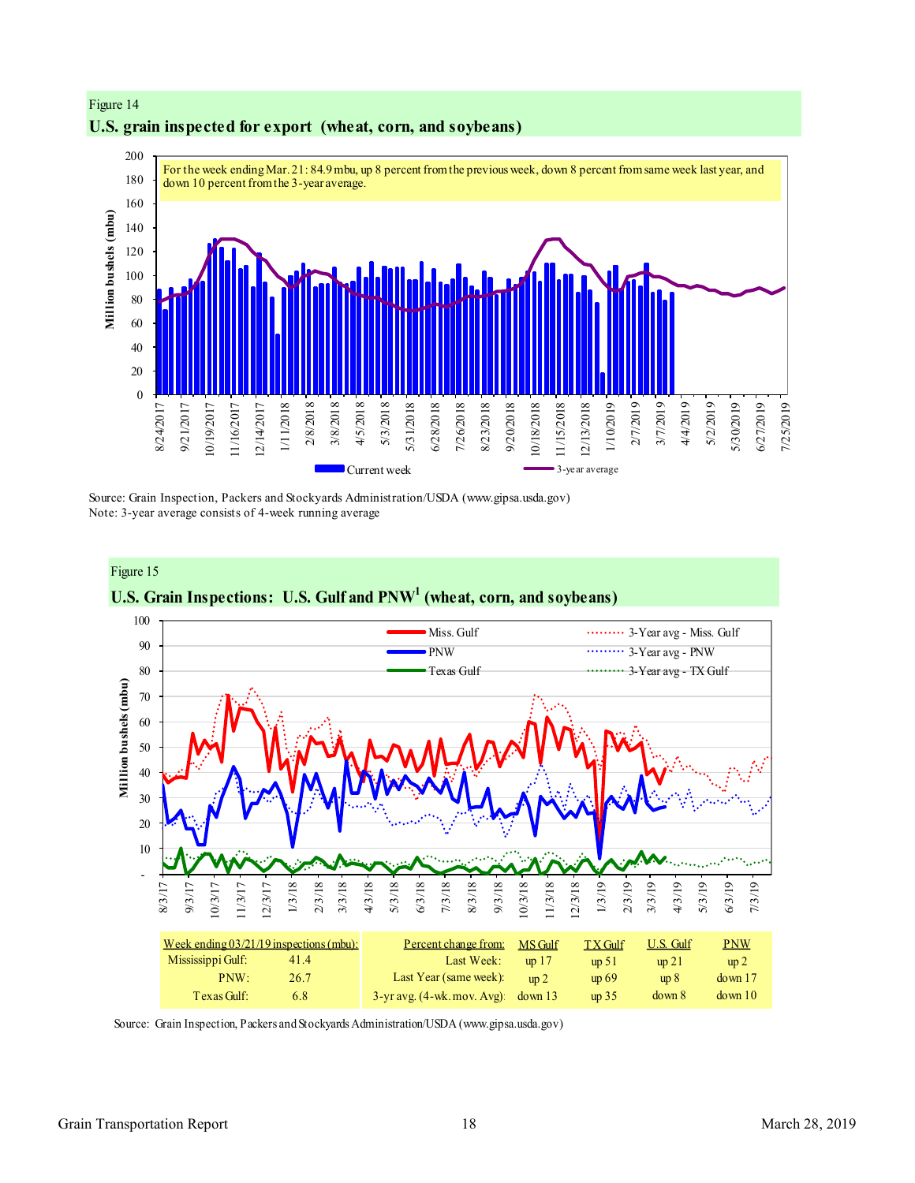Figure 14

## U.S. grain inspected for export (wheat, corn, and soybeans)

For the week ending Mar. 21: 84.9 mbu, up 8 percent from the previous week, down 8 percent from same week last year, and down 10 percent from the 3-year average.

Source: Grain Inspection, Packers and Stockyards Administration/USDA (www.gipsa.usda.gov)
Note: 3-year average consists of 4-week running average

Figure 15

## U.S. Grain Inspections: U.S. Gulf and PNW[1] (wheat, corn, and soybeans)

| Week ending 03/21/19 inspections (mbu): | | Percent change from: | MS Gulf | TX Gulf | U.S. Gulf | PNW |
|---|---|---|---|---|---|---|
| Mississippi Gulf: | 41.4 | Last Week: | up 17 | up 51 | up 21 | up 2 |
| PNW: | 26.7 | Last Year (same week): | up 2 | up 69 | up 8 | down 17 |
| Texas Gulf: | 6.8 | 3-yr avg. (4-wk. mov. Avg): | down 13 | up 35 | down 8 | down 10 |

Source: Grain Inspection, Packers and Stockyards Administration/USDA (www.gipsa.usda.gov)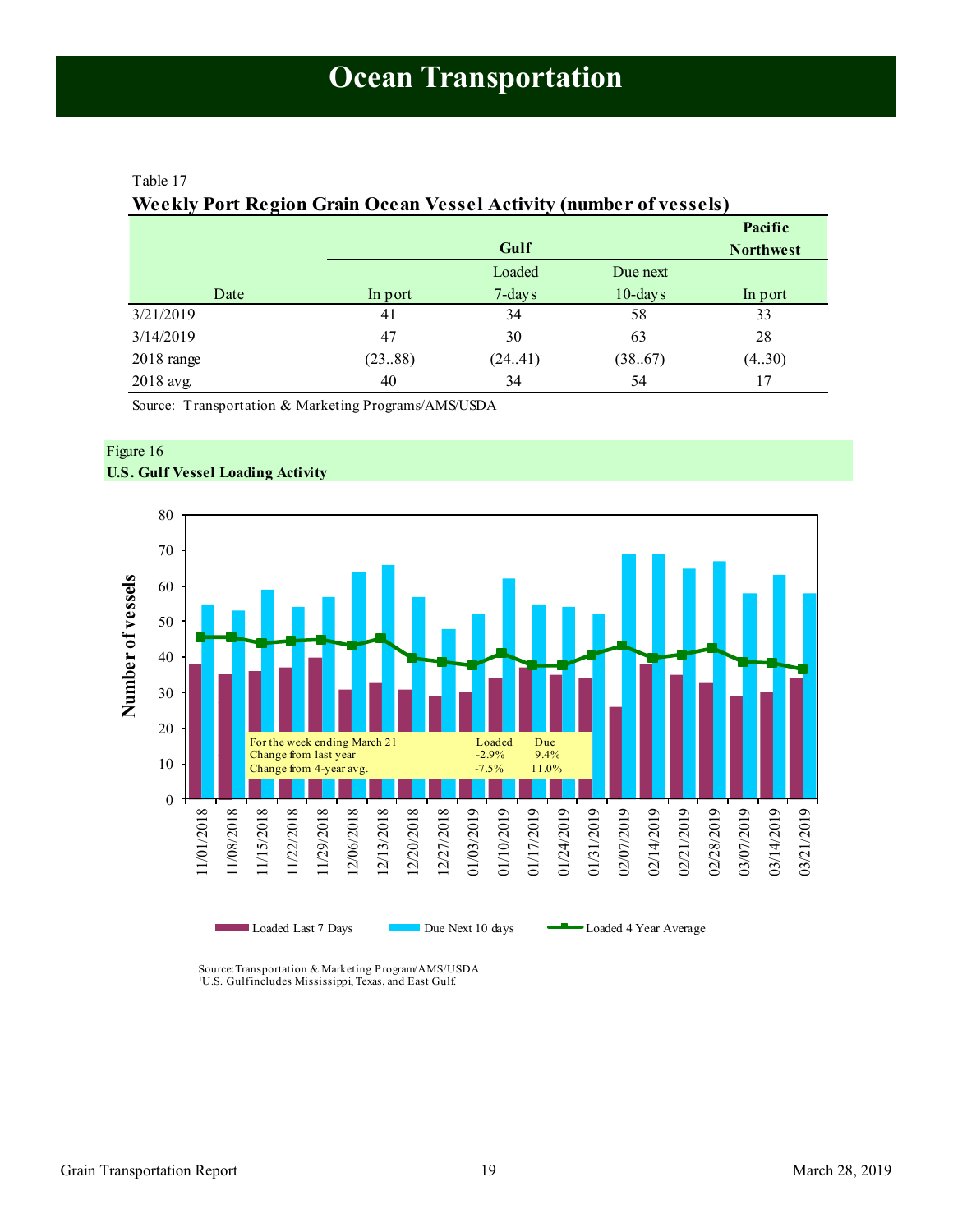// Ocean Transportation

Table 17

**Weekly Port Region Grain Ocean Vessel Activity (number of vessels)**

| Date | Gulf In port | Gulf Loaded 7-days | Gulf Due next 10-days | Pacific Northwest In port |
|---|---|---|---|---|
| 3/21/2019 | 41 | 34 | 58 | 33 |
| 3/14/2019 | 47 | 30 | 63 | 28 |
| 2018 range | (23..88) | (24..41) | (38..67) | (4..30) |
| 2018 avg. | 40 | 34 | 54 | 17 |

Source: Transportation & Marketing Programs/AMS/USDA

Figure 16

**U.S. Gulf Vessel Loading Activity**

| For the week ending March 21 | Loaded | Due |
|---|---|---|
| Change from last year | -2.9% | 9.4% |
| Change from 4-year avg. | -7.5% | 11.0% |

Legend: Loaded Last 7 Days; Due Next 10 days; Loaded 4 Year Average

Source: Transportation & Marketing Program/AMS/USDA
[1]U.S. Gulf includes Mississippi, Texas, and East Gulf.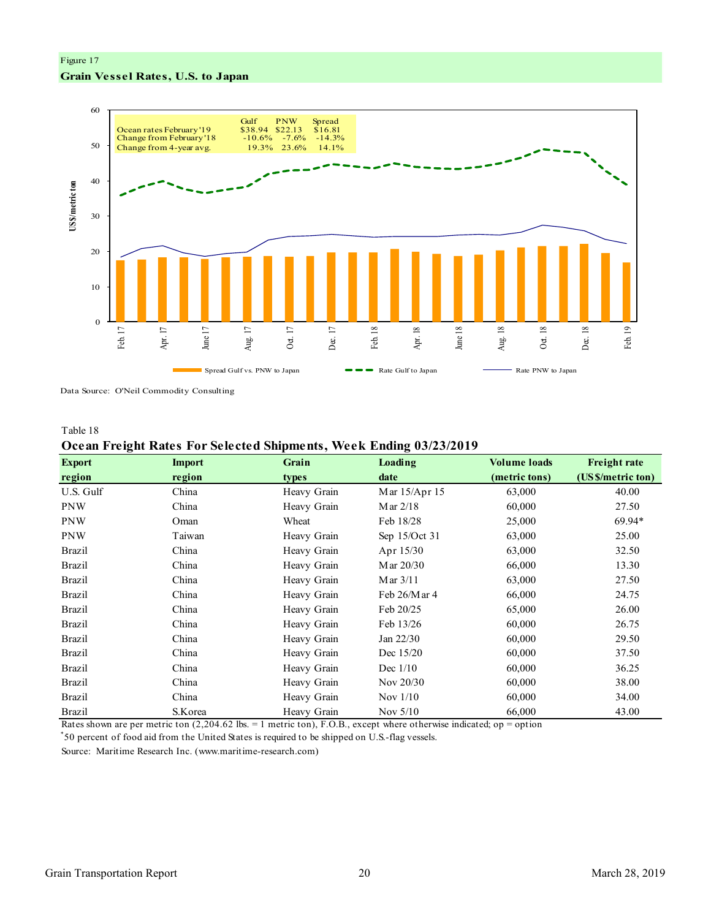Figure 17

**Grain Vessel Rates, U.S. to Japan**

| | Gulf | PNW | Spread |
|---|---|---|---|
| Ocean rates February '19 | $38.94 | $22.13 | $16.81 |
| Change from February '18 | -10.6% | -7.6% | -14.3% |
| Change from 4-year avg. | 19.3% | 23.6% | 14.1% |

Spread Gulf vs. PNW to Japan — Rate Gulf to Japan — Rate PNW to Japan

Data Source: O'Neil Commodity Consulting

Table 18

**Ocean Freight Rates For Selected Shipments, Week Ending 03/23/2019**

| Export region | Import region | Grain types | Loading date | Volume loads (metric tons) | Freight rate (US$/metric ton) |
|---|---|---|---|---|---|
| U.S. Gulf | China | Heavy Grain | Mar 15/Apr 15 | 63,000 | 40.00 |
| PNW | China | Heavy Grain | Mar 2/18 | 60,000 | 27.50 |
| PNW | Oman | Wheat | Feb 18/28 | 25,000 | 69.94* |
| PNW | Taiwan | Heavy Grain | Sep 15/Oct 31 | 63,000 | 25.00 |
| Brazil | China | Heavy Grain | Apr 15/30 | 63,000 | 32.50 |
| Brazil | China | Heavy Grain | Mar 20/30 | 66,000 | 13.30 |
| Brazil | China | Heavy Grain | Mar 3/11 | 63,000 | 27.50 |
| Brazil | China | Heavy Grain | Feb 26/Mar 4 | 66,000 | 24.75 |
| Brazil | China | Heavy Grain | Feb 20/25 | 65,000 | 26.00 |
| Brazil | China | Heavy Grain | Feb 13/26 | 60,000 | 26.75 |
| Brazil | China | Heavy Grain | Jan 22/30 | 60,000 | 29.50 |
| Brazil | China | Heavy Grain | Dec 15/20 | 60,000 | 37.50 |
| Brazil | China | Heavy Grain | Dec 1/10 | 60,000 | 36.25 |
| Brazil | China | Heavy Grain | Nov 20/30 | 60,000 | 38.00 |
| Brazil | China | Heavy Grain | Nov 1/10 | 60,000 | 34.00 |
| Brazil | S.Korea | Heavy Grain | Nov 5/10 | 66,000 | 43.00 |

Rates shown are per metric ton (2,204.62 lbs. = 1 metric ton), F.O.B., except where otherwise indicated; op = option

*50 percent of food aid from the United States is required to be shipped on U.S.-flag vessels.

Source: Maritime Research Inc. (www.maritime-research.com)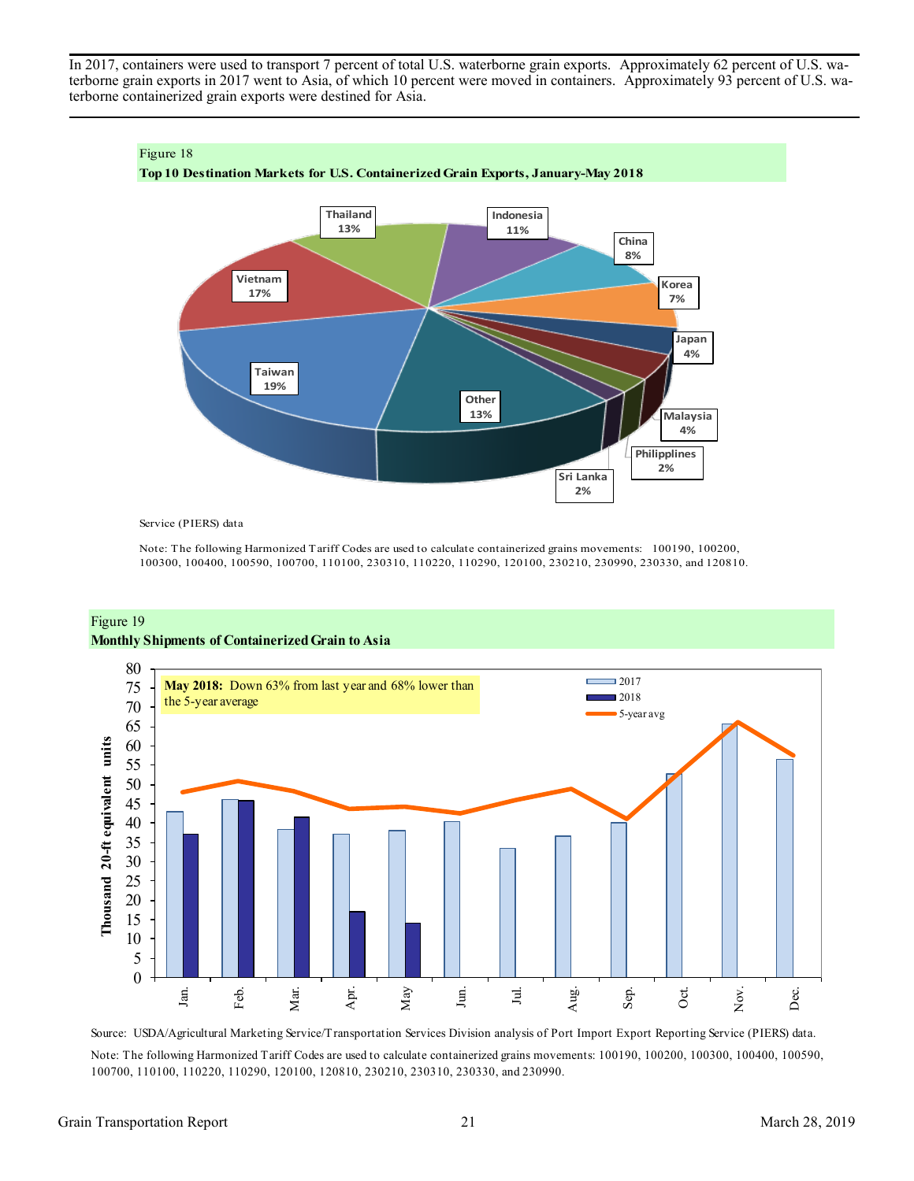In 2017, containers were used to transport 7 percent of total U.S. waterborne grain exports. Approximately 62 percent of U.S. waterborne grain exports in 2017 went to Asia, of which 10 percent were moved in containers. Approximately 93 percent of U.S. waterborne containerized grain exports were destined for Asia.

Figure 18

**Top 10 Destination Markets for U.S. Containerized Grain Exports, January-May 2018**

| Destination | Share |
|---|---|
| Taiwan | 19% |
| Vietnam | 17% |
| Thailand | 13% |
| Indonesia | 11% |
| China | 8% |
| Korea | 7% |
| Japan | 4% |
| Malaysia | 4% |
| Philipplines | 2% |
| Sri Lanka | 2% |
| Other | 13% |

Service (PIERS) data

Note: The following Harmonized Tariff Codes are used to calculate containerized grains movements: 100190, 100200, 100300, 100400, 100590, 100700, 110100, 230310, 110220, 110290, 120100, 230210, 230990, 230330, and 120810.

Figure 19

**Monthly Shipments of Containerized Grain to Asia**

**May 2018:** Down 63% from last year and 68% lower than the 5-year average

Source: USDA/Agricultural Marketing Service/Transportation Services Division analysis of Port Import Export Reporting Service (PIERS) data.

Note: The following Harmonized Tariff Codes are used to calculate containerized grains movements: 100190, 100200, 100300, 100400, 100590, 100700, 110100, 110220, 110290, 120100, 120810, 230210, 230310, 230330, and 230990.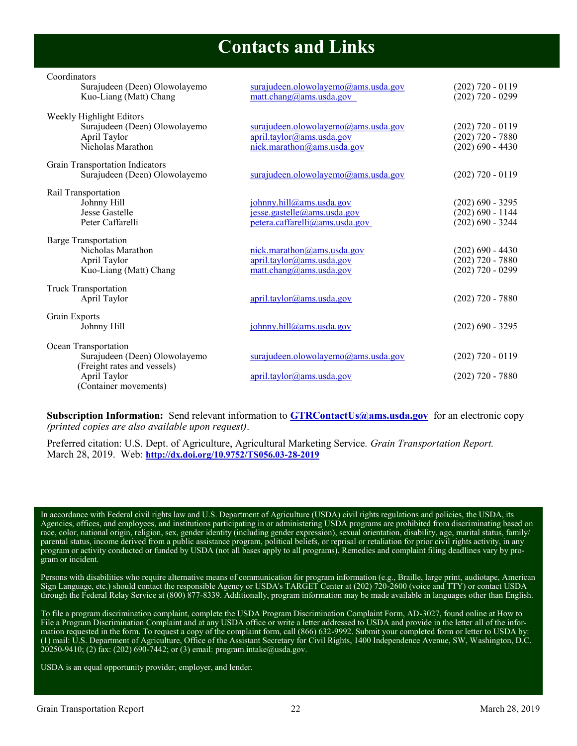# Contacts and Links

| | | |
|---|---|---|
| **Coordinators** | | |
| Surajudeen (Deen) Olowolayemo | surajudeen.olowolayemo@ams.usda.gov | (202) 720 - 0119 |
| Kuo-Liang (Matt) Chang | matt.chang@ams.usda.gov | (202) 720 - 0299 |
| **Weekly Highlight Editors** | | |
| Surajudeen (Deen) Olowolayemo | surajudeen.olowolayemo@ams.usda.gov | (202) 720 - 0119 |
| April Taylor | april.taylor@ams.usda.gov | (202) 720 - 7880 |
| Nicholas Marathon | nick.marathon@ams.usda.gov | (202) 690 - 4430 |
| **Grain Transportation Indicators** | | |
| Surajudeen (Deen) Olowolayemo | surajudeen.olowolayemo@ams.usda.gov | (202) 720 - 0119 |
| **Rail Transportation** | | |
| Johnny Hill | johnny.hill@ams.usda.gov | (202) 690 - 3295 |
| Jesse Gastelle | jesse.gastelle@ams.usda.gov | (202) 690 - 1144 |
| Peter Caffarelli | petera.caffarelli@ams.usda.gov | (202) 690 - 3244 |
| **Barge Transportation** | | |
| Nicholas Marathon | nick.marathon@ams.usda.gov | (202) 690 - 4430 |
| April Taylor | april.taylor@ams.usda.gov | (202) 720 - 7880 |
| Kuo-Liang (Matt) Chang | matt.chang@ams.usda.gov | (202) 720 - 0299 |
| **Truck Transportation** | | |
| April Taylor | april.taylor@ams.usda.gov | (202) 720 - 7880 |
| **Grain Exports** | | |
| Johnny Hill | johnny.hill@ams.usda.gov | (202) 690 - 3295 |
| **Ocean Transportation** | | |
| Surajudeen (Deen) Olowolayemo (Freight rates and vessels) | surajudeen.olowolayemo@ams.usda.gov | (202) 720 - 0119 |
| April Taylor (Container movements) | april.taylor@ams.usda.gov | (202) 720 - 7880 |

**Subscription Information:** Send relevant information to **GTRContactUs@ams.usda.gov** for an electronic copy *(printed copies are also available upon request)*.

Preferred citation: U.S. Dept. of Agriculture, Agricultural Marketing Service. *Grain Transportation Report.* March 28, 2019. Web: **http://dx.doi.org/10.9752/TS056.03-28-2019**

In accordance with Federal civil rights law and U.S. Department of Agriculture (USDA) civil rights regulations and policies, the USDA, its Agencies, offices, and employees, and institutions participating in or administering USDA programs are prohibited from discriminating based on race, color, national origin, religion, sex, gender identity (including gender expression), sexual orientation, disability, age, marital status, family/parental status, income derived from a public assistance program, political beliefs, or reprisal or retaliation for prior civil rights activity, in any program or activity conducted or funded by USDA (not all bases apply to all programs). Remedies and complaint filing deadlines vary by program or incident.

Persons with disabilities who require alternative means of communication for program information (e.g., Braille, large print, audiotape, American Sign Language, etc.) should contact the responsible Agency or USDA's TARGET Center at (202) 720-2600 (voice and TTY) or contact USDA through the Federal Relay Service at (800) 877-8339. Additionally, program information may be made available in languages other than English.

To file a program discrimination complaint, complete the USDA Program Discrimination Complaint Form, AD-3027, found online at How to File a Program Discrimination Complaint and at any USDA office or write a letter addressed to USDA and provide in the letter all of the information requested in the form. To request a copy of the complaint form, call (866) 632-9992. Submit your completed form or letter to USDA by: (1) mail: U.S. Department of Agriculture, Office of the Assistant Secretary for Civil Rights, 1400 Independence Avenue, SW, Washington, D.C. 20250-9410; (2) fax: (202) 690-7442; or (3) email: program.intake@usda.gov.

USDA is an equal opportunity provider, employer, and lender.